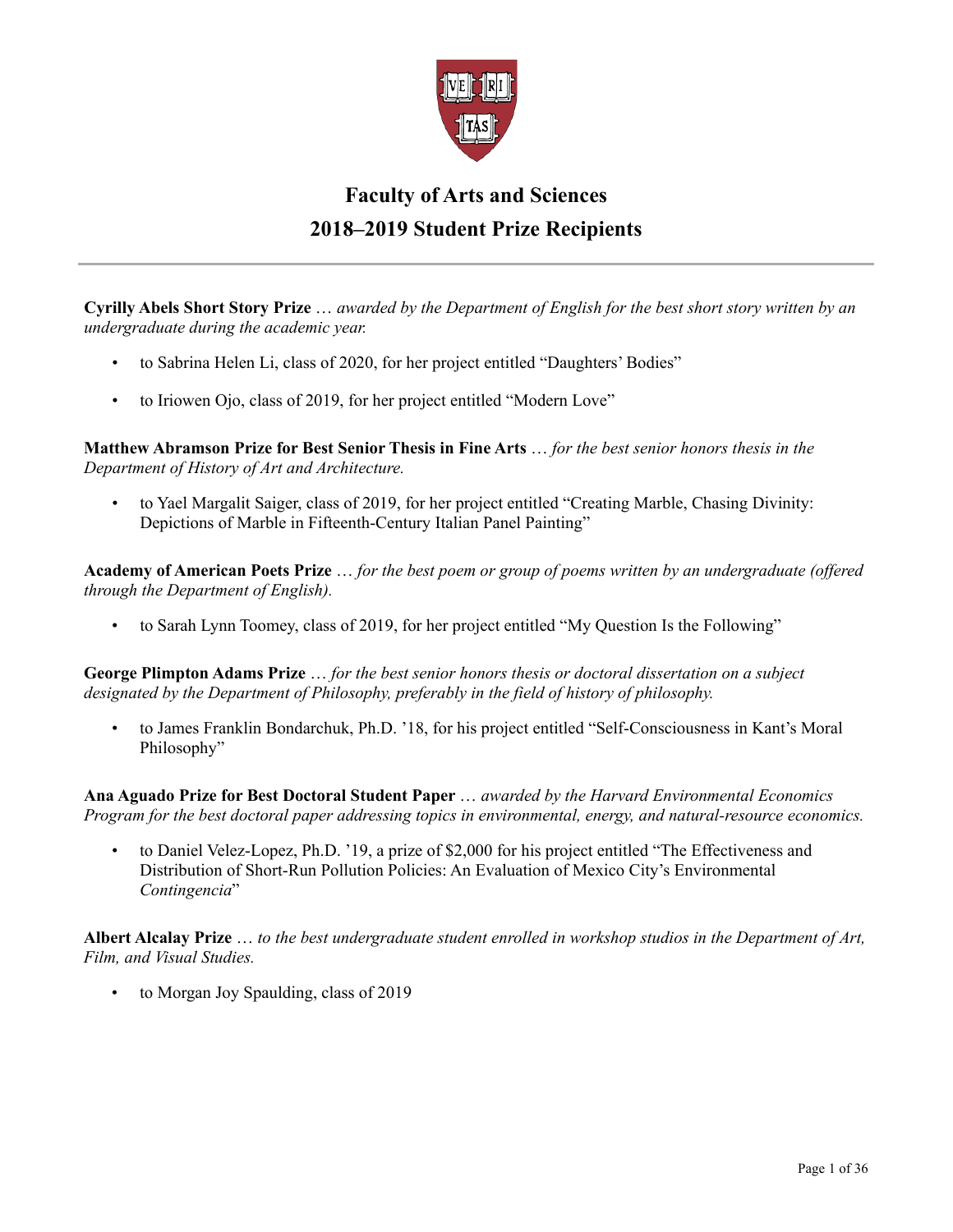# Faculty of Arts and Sciences
# 2018–2019 Student Prize Recipients

---

**Cyrilly Abels Short Story Prize** … *awarded by the Department of English for the best short story written by an undergraduate during the academic year.*

- to Sabrina Helen Li, class of 2020, for her project entitled "Daughters' Bodies"
- to Iriowen Ojo, class of 2019, for her project entitled "Modern Love"

**Matthew Abramson Prize for Best Senior Thesis in Fine Arts** … *for the best senior honors thesis in the Department of History of Art and Architecture.*

- to Yael Margalit Saiger, class of 2019, for her project entitled "Creating Marble, Chasing Divinity: Depictions of Marble in Fifteenth-Century Italian Panel Painting"

**Academy of American Poets Prize** … *for the best poem or group of poems written by an undergraduate (offered through the Department of English).*

- to Sarah Lynn Toomey, class of 2019, for her project entitled "My Question Is the Following"

**George Plimpton Adams Prize** … *for the best senior honors thesis or doctoral dissertation on a subject designated by the Department of Philosophy, preferably in the field of history of philosophy.*

- to James Franklin Bondarchuk, Ph.D. '18, for his project entitled "Self-Consciousness in Kant's Moral Philosophy"

**Ana Aguado Prize for Best Doctoral Student Paper** … *awarded by the Harvard Environmental Economics Program for the best doctoral paper addressing topics in environmental, energy, and natural-resource economics.*

- to Daniel Velez-Lopez, Ph.D. '19, a prize of $2,000 for his project entitled "The Effectiveness and Distribution of Short-Run Pollution Policies: An Evaluation of Mexico City's Environmental *Contingencia*"

**Albert Alcalay Prize** … *to the best undergraduate student enrolled in workshop studios in the Department of Art, Film, and Visual Studies.*

- to Morgan Joy Spaulding, class of 2019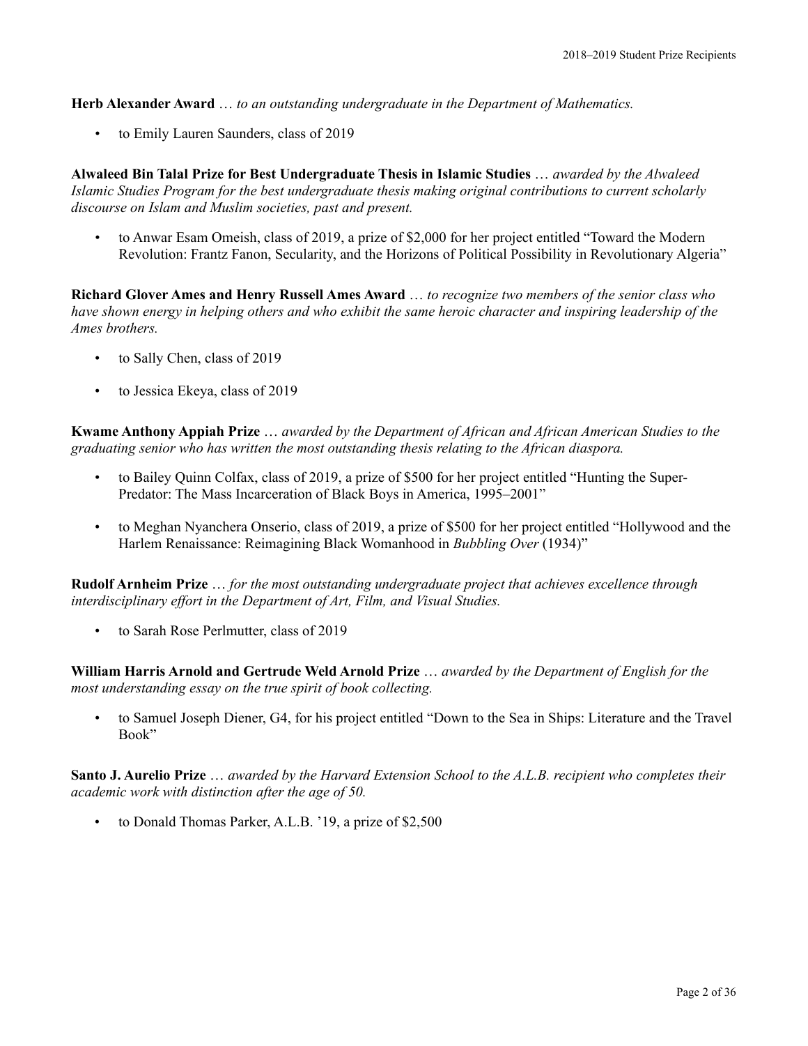**Herb Alexander Award** … *to an outstanding undergraduate in the Department of Mathematics.*

- to Emily Lauren Saunders, class of 2019

**Alwaleed Bin Talal Prize for Best Undergraduate Thesis in Islamic Studies** … *awarded by the Alwaleed Islamic Studies Program for the best undergraduate thesis making original contributions to current scholarly discourse on Islam and Muslim societies, past and present.*

- to Anwar Esam Omeish, class of 2019, a prize of $2,000 for her project entitled "Toward the Modern Revolution: Frantz Fanon, Secularity, and the Horizons of Political Possibility in Revolutionary Algeria"

**Richard Glover Ames and Henry Russell Ames Award** … *to recognize two members of the senior class who have shown energy in helping others and who exhibit the same heroic character and inspiring leadership of the Ames brothers.*

- to Sally Chen, class of 2019
- to Jessica Ekeya, class of 2019

**Kwame Anthony Appiah Prize** … *awarded by the Department of African and African American Studies to the graduating senior who has written the most outstanding thesis relating to the African diaspora.*

- to Bailey Quinn Colfax, class of 2019, a prize of $500 for her project entitled "Hunting the Super-Predator: The Mass Incarceration of Black Boys in America, 1995–2001"
- to Meghan Nyanchera Onserio, class of 2019, a prize of $500 for her project entitled "Hollywood and the Harlem Renaissance: Reimagining Black Womanhood in *Bubbling Over* (1934)"

**Rudolf Arnheim Prize** … *for the most outstanding undergraduate project that achieves excellence through interdisciplinary effort in the Department of Art, Film, and Visual Studies.*

- to Sarah Rose Perlmutter, class of 2019

**William Harris Arnold and Gertrude Weld Arnold Prize** … *awarded by the Department of English for the most understanding essay on the true spirit of book collecting.*

- to Samuel Joseph Diener, G4, for his project entitled "Down to the Sea in Ships: Literature and the Travel Book"

**Santo J. Aurelio Prize** … *awarded by the Harvard Extension School to the A.L.B. recipient who completes their academic work with distinction after the age of 50.*

- to Donald Thomas Parker, A.L.B. '19, a prize of $2,500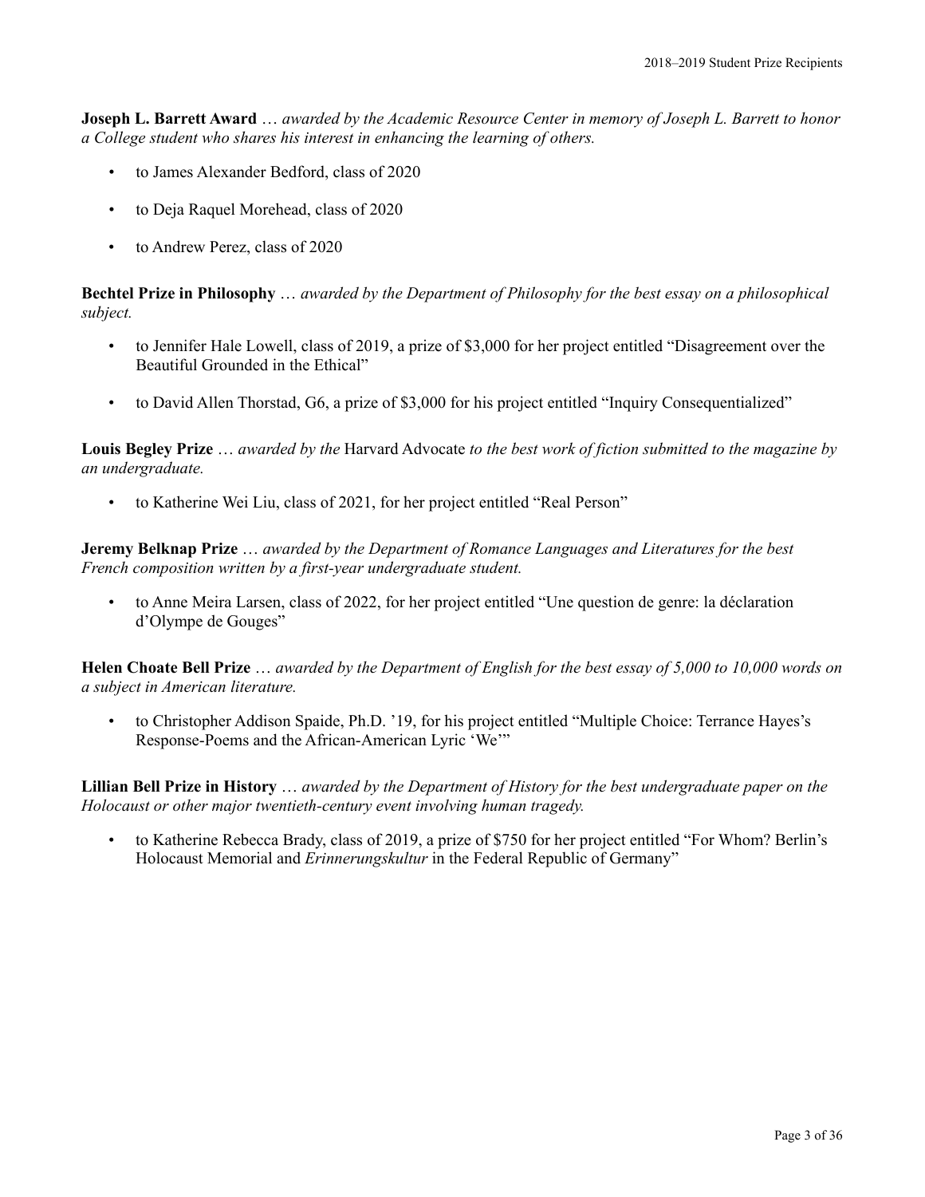**Joseph L. Barrett Award** … *awarded by the Academic Resource Center in memory of Joseph L. Barrett to honor a College student who shares his interest in enhancing the learning of others.*

- to James Alexander Bedford, class of 2020
- to Deja Raquel Morehead, class of 2020
- to Andrew Perez, class of 2020

**Bechtel Prize in Philosophy** … *awarded by the Department of Philosophy for the best essay on a philosophical subject.*

- to Jennifer Hale Lowell, class of 2019, a prize of $3,000 for her project entitled "Disagreement over the Beautiful Grounded in the Ethical"
- to David Allen Thorstad, G6, a prize of $3,000 for his project entitled "Inquiry Consequentialized"

**Louis Begley Prize** … *awarded by the* Harvard Advocate *to the best work of fiction submitted to the magazine by an undergraduate.*

- to Katherine Wei Liu, class of 2021, for her project entitled "Real Person"

**Jeremy Belknap Prize** … *awarded by the Department of Romance Languages and Literatures for the best French composition written by a first-year undergraduate student.*

- to Anne Meira Larsen, class of 2022, for her project entitled "Une question de genre: la déclaration d'Olympe de Gouges"

**Helen Choate Bell Prize** … *awarded by the Department of English for the best essay of 5,000 to 10,000 words on a subject in American literature.*

- to Christopher Addison Spaide, Ph.D. '19, for his project entitled "Multiple Choice: Terrance Hayes's Response-Poems and the African-American Lyric 'We'"

**Lillian Bell Prize in History** … *awarded by the Department of History for the best undergraduate paper on the Holocaust or other major twentieth-century event involving human tragedy.*

- to Katherine Rebecca Brady, class of 2019, a prize of $750 for her project entitled "For Whom? Berlin's Holocaust Memorial and *Erinnerungskultur* in the Federal Republic of Germany"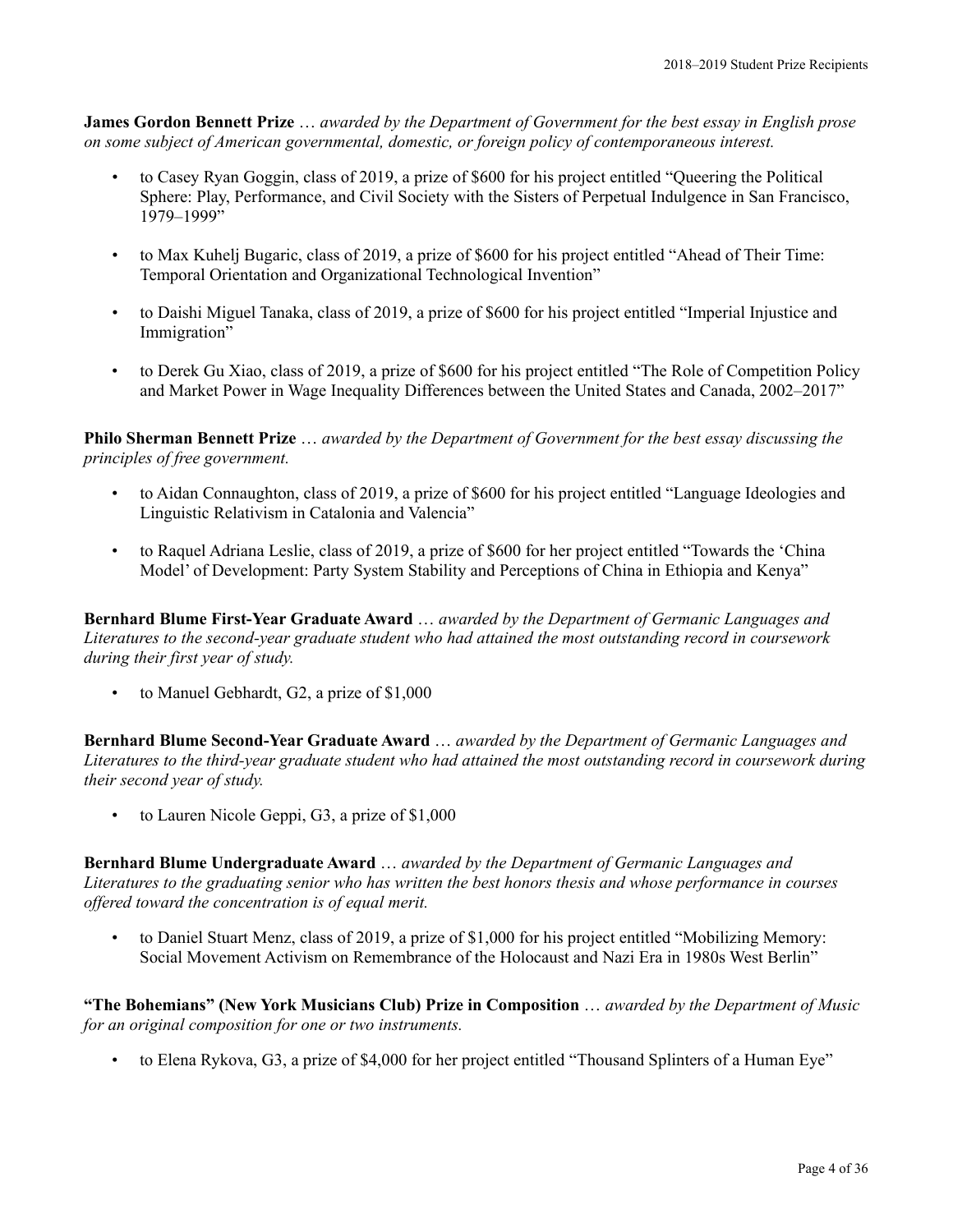**James Gordon Bennett Prize** … *awarded by the Department of Government for the best essay in English prose on some subject of American governmental, domestic, or foreign policy of contemporaneous interest.*

- to Casey Ryan Goggin, class of 2019, a prize of $600 for his project entitled "Queering the Political Sphere: Play, Performance, and Civil Society with the Sisters of Perpetual Indulgence in San Francisco, 1979–1999"
- to Max Kuhelj Bugaric, class of 2019, a prize of $600 for his project entitled "Ahead of Their Time: Temporal Orientation and Organizational Technological Invention"
- to Daishi Miguel Tanaka, class of 2019, a prize of $600 for his project entitled "Imperial Injustice and Immigration"
- to Derek Gu Xiao, class of 2019, a prize of $600 for his project entitled "The Role of Competition Policy and Market Power in Wage Inequality Differences between the United States and Canada, 2002–2017"

**Philo Sherman Bennett Prize** … *awarded by the Department of Government for the best essay discussing the principles of free government.*

- to Aidan Connaughton, class of 2019, a prize of $600 for his project entitled "Language Ideologies and Linguistic Relativism in Catalonia and Valencia"
- to Raquel Adriana Leslie, class of 2019, a prize of $600 for her project entitled "Towards the 'China Model' of Development: Party System Stability and Perceptions of China in Ethiopia and Kenya"

**Bernhard Blume First-Year Graduate Award** … *awarded by the Department of Germanic Languages and Literatures to the second-year graduate student who had attained the most outstanding record in coursework during their first year of study.*

- to Manuel Gebhardt, G2, a prize of $1,000

**Bernhard Blume Second-Year Graduate Award** … *awarded by the Department of Germanic Languages and Literatures to the third-year graduate student who had attained the most outstanding record in coursework during their second year of study.*

- to Lauren Nicole Geppi, G3, a prize of $1,000

**Bernhard Blume Undergraduate Award** … *awarded by the Department of Germanic Languages and Literatures to the graduating senior who has written the best honors thesis and whose performance in courses offered toward the concentration is of equal merit.*

- to Daniel Stuart Menz, class of 2019, a prize of $1,000 for his project entitled "Mobilizing Memory: Social Movement Activism on Remembrance of the Holocaust and Nazi Era in 1980s West Berlin"

**"The Bohemians" (New York Musicians Club) Prize in Composition** … *awarded by the Department of Music for an original composition for one or two instruments.*

- to Elena Rykova, G3, a prize of $4,000 for her project entitled "Thousand Splinters of a Human Eye"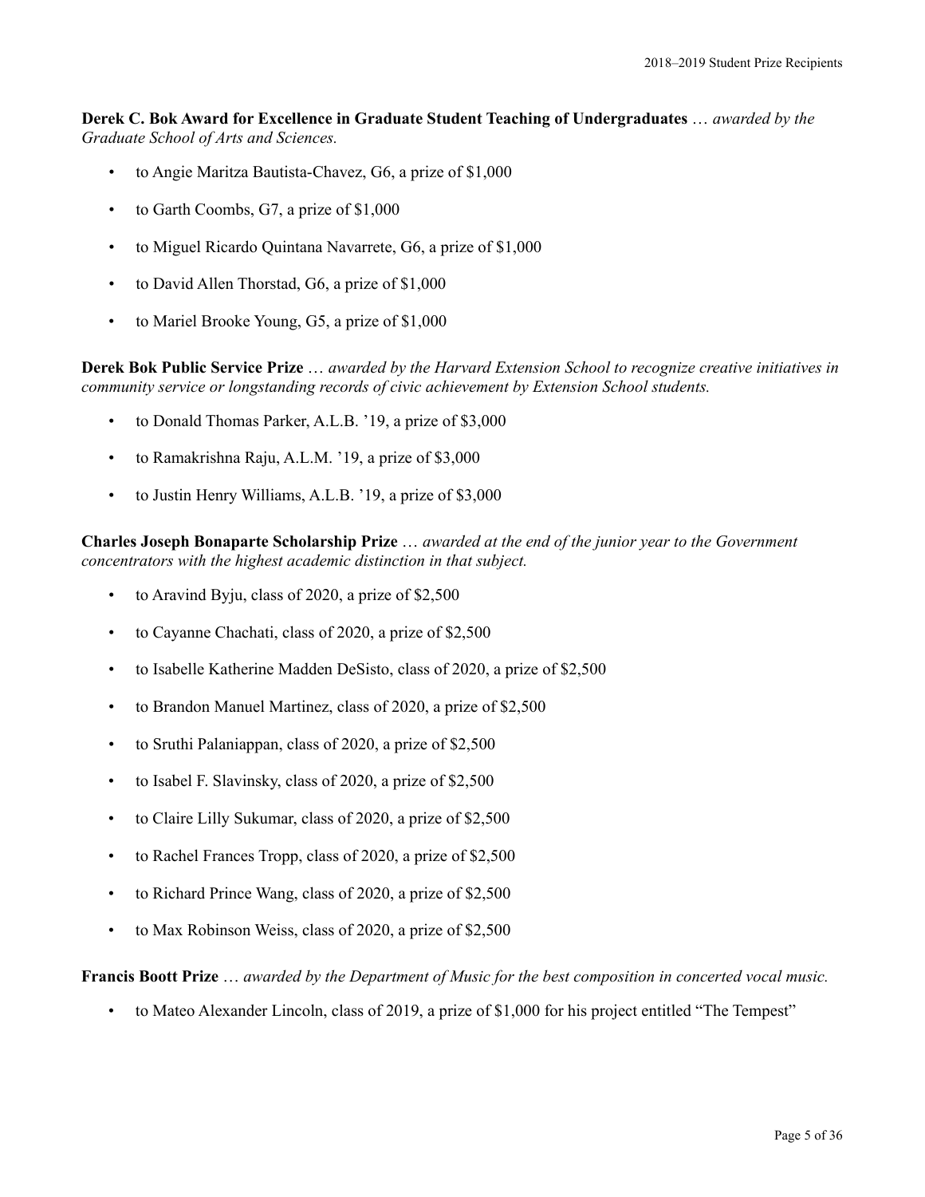**Derek C. Bok Award for Excellence in Graduate Student Teaching of Undergraduates** … *awarded by the Graduate School of Arts and Sciences.*

- to Angie Maritza Bautista-Chavez, G6, a prize of $1,000
- to Garth Coombs, G7, a prize of $1,000
- to Miguel Ricardo Quintana Navarrete, G6, a prize of $1,000
- to David Allen Thorstad, G6, a prize of $1,000
- to Mariel Brooke Young, G5, a prize of $1,000

**Derek Bok Public Service Prize** … *awarded by the Harvard Extension School to recognize creative initiatives in community service or longstanding records of civic achievement by Extension School students.*

- to Donald Thomas Parker, A.L.B. ’19, a prize of $3,000
- to Ramakrishna Raju, A.L.M. ’19, a prize of $3,000
- to Justin Henry Williams, A.L.B. ’19, a prize of $3,000

**Charles Joseph Bonaparte Scholarship Prize** … *awarded at the end of the junior year to the Government concentrators with the highest academic distinction in that subject.*

- to Aravind Byju, class of 2020, a prize of $2,500
- to Cayanne Chachati, class of 2020, a prize of $2,500
- to Isabelle Katherine Madden DeSisto, class of 2020, a prize of $2,500
- to Brandon Manuel Martinez, class of 2020, a prize of $2,500
- to Sruthi Palaniappan, class of 2020, a prize of $2,500
- to Isabel F. Slavinsky, class of 2020, a prize of $2,500
- to Claire Lilly Sukumar, class of 2020, a prize of $2,500
- to Rachel Frances Tropp, class of 2020, a prize of $2,500
- to Richard Prince Wang, class of 2020, a prize of $2,500
- to Max Robinson Weiss, class of 2020, a prize of $2,500

**Francis Boott Prize** … *awarded by the Department of Music for the best composition in concerted vocal music.*

- to Mateo Alexander Lincoln, class of 2019, a prize of $1,000 for his project entitled “The Tempest”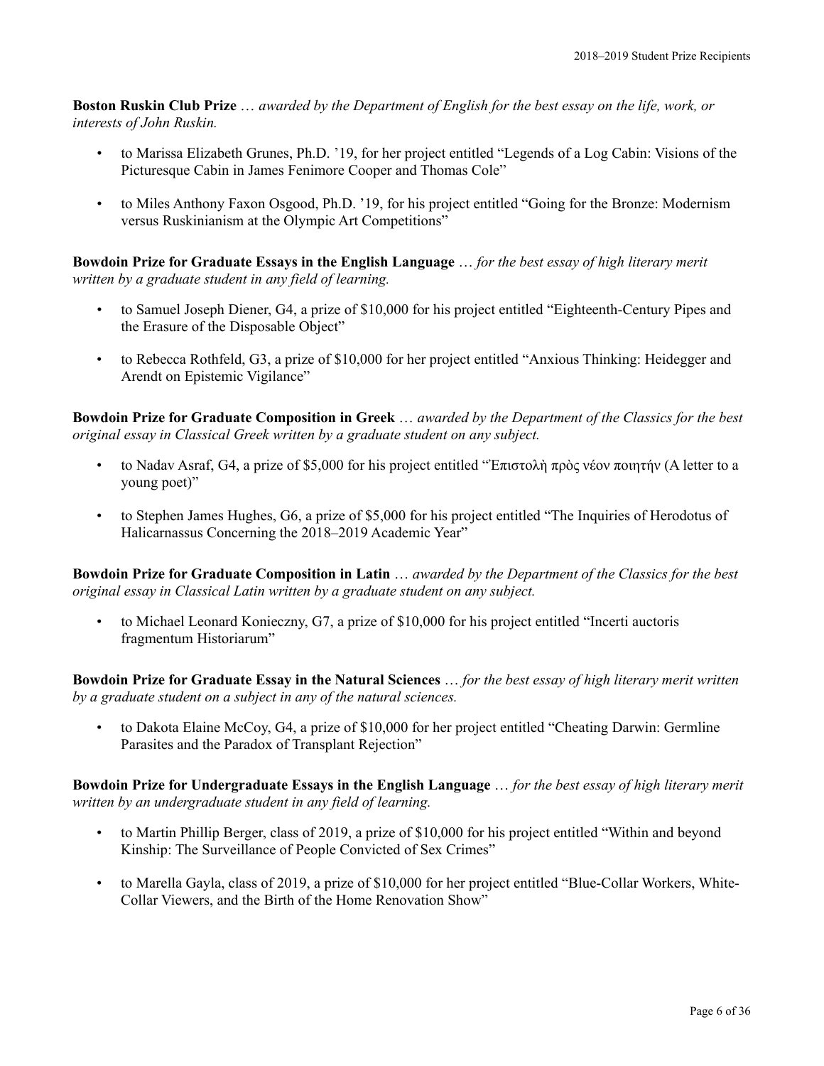**Boston Ruskin Club Prize** … *awarded by the Department of English for the best essay on the life, work, or interests of John Ruskin.*

- to Marissa Elizabeth Grunes, Ph.D. ’19, for her project entitled “Legends of a Log Cabin: Visions of the Picturesque Cabin in James Fenimore Cooper and Thomas Cole”
- to Miles Anthony Faxon Osgood, Ph.D. ’19, for his project entitled “Going for the Bronze: Modernism versus Ruskinianism at the Olympic Art Competitions”

**Bowdoin Prize for Graduate Essays in the English Language** … *for the best essay of high literary merit written by a graduate student in any field of learning.*

- to Samuel Joseph Diener, G4, a prize of $10,000 for his project entitled “Eighteenth-Century Pipes and the Erasure of the Disposable Object”
- to Rebecca Rothfeld, G3, a prize of $10,000 for her project entitled “Anxious Thinking: Heidegger and Arendt on Epistemic Vigilance”

**Bowdoin Prize for Graduate Composition in Greek** … *awarded by the Department of the Classics for the best original essay in Classical Greek written by a graduate student on any subject.*

- to Nadav Asraf, G4, a prize of $5,000 for his project entitled “Ἐπιστολὴ πρὸς νέον ποιητήν (A letter to a young poet)”
- to Stephen James Hughes, G6, a prize of $5,000 for his project entitled “The Inquiries of Herodotus of Halicarnassus Concerning the 2018–2019 Academic Year”

**Bowdoin Prize for Graduate Composition in Latin** … *awarded by the Department of the Classics for the best original essay in Classical Latin written by a graduate student on any subject.*

- to Michael Leonard Konieczny, G7, a prize of $10,000 for his project entitled “Incerti auctoris fragmentum Historiarum”

**Bowdoin Prize for Graduate Essay in the Natural Sciences** … *for the best essay of high literary merit written by a graduate student on a subject in any of the natural sciences.*

- to Dakota Elaine McCoy, G4, a prize of $10,000 for her project entitled “Cheating Darwin: Germline Parasites and the Paradox of Transplant Rejection”

**Bowdoin Prize for Undergraduate Essays in the English Language** … *for the best essay of high literary merit written by an undergraduate student in any field of learning.*

- to Martin Phillip Berger, class of 2019, a prize of $10,000 for his project entitled “Within and beyond Kinship: The Surveillance of People Convicted of Sex Crimes”
- to Marella Gayla, class of 2019, a prize of $10,000 for her project entitled “Blue-Collar Workers, White-Collar Viewers, and the Birth of the Home Renovation Show”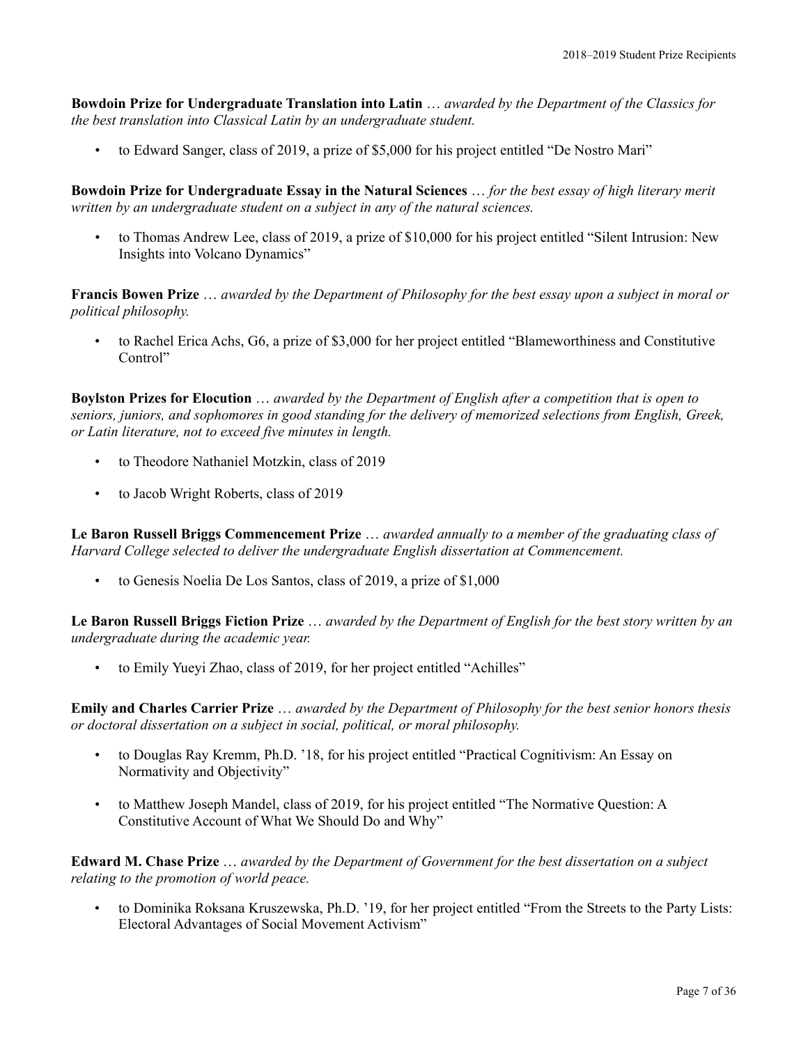**Bowdoin Prize for Undergraduate Translation into Latin** … *awarded by the Department of the Classics for the best translation into Classical Latin by an undergraduate student.*

- to Edward Sanger, class of 2019, a prize of $5,000 for his project entitled "De Nostro Mari"

**Bowdoin Prize for Undergraduate Essay in the Natural Sciences** … *for the best essay of high literary merit written by an undergraduate student on a subject in any of the natural sciences.*

- to Thomas Andrew Lee, class of 2019, a prize of $10,000 for his project entitled "Silent Intrusion: New Insights into Volcano Dynamics"

**Francis Bowen Prize** … *awarded by the Department of Philosophy for the best essay upon a subject in moral or political philosophy.*

- to Rachel Erica Achs, G6, a prize of $3,000 for her project entitled "Blameworthiness and Constitutive Control"

**Boylston Prizes for Elocution** … *awarded by the Department of English after a competition that is open to seniors, juniors, and sophomores in good standing for the delivery of memorized selections from English, Greek, or Latin literature, not to exceed five minutes in length.*

- to Theodore Nathaniel Motzkin, class of 2019
- to Jacob Wright Roberts, class of 2019

**Le Baron Russell Briggs Commencement Prize** … *awarded annually to a member of the graduating class of Harvard College selected to deliver the undergraduate English dissertation at Commencement.*

- to Genesis Noelia De Los Santos, class of 2019, a prize of $1,000

**Le Baron Russell Briggs Fiction Prize** … *awarded by the Department of English for the best story written by an undergraduate during the academic year.*

- to Emily Yueyi Zhao, class of 2019, for her project entitled "Achilles"

**Emily and Charles Carrier Prize** … *awarded by the Department of Philosophy for the best senior honors thesis or doctoral dissertation on a subject in social, political, or moral philosophy.*

- to Douglas Ray Kremm, Ph.D. '18, for his project entitled "Practical Cognitivism: An Essay on Normativity and Objectivity"
- to Matthew Joseph Mandel, class of 2019, for his project entitled "The Normative Question: A Constitutive Account of What We Should Do and Why"

**Edward M. Chase Prize** … *awarded by the Department of Government for the best dissertation on a subject relating to the promotion of world peace.*

- to Dominika Roksana Kruszewska, Ph.D. '19, for her project entitled "From the Streets to the Party Lists: Electoral Advantages of Social Movement Activism"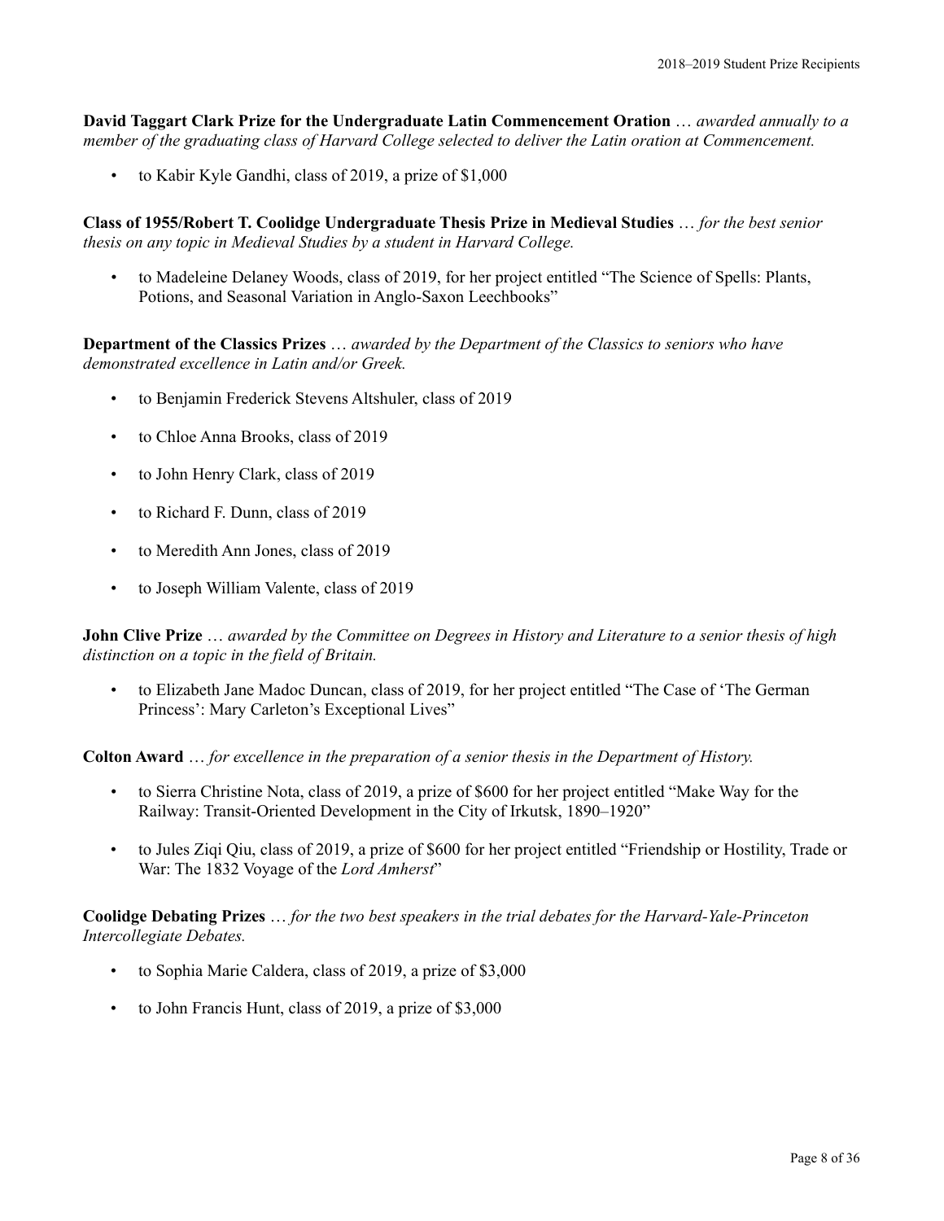**David Taggart Clark Prize for the Undergraduate Latin Commencement Oration** … *awarded annually to a member of the graduating class of Harvard College selected to deliver the Latin oration at Commencement.*

- to Kabir Kyle Gandhi, class of 2019, a prize of $1,000

**Class of 1955/Robert T. Coolidge Undergraduate Thesis Prize in Medieval Studies** … *for the best senior thesis on any topic in Medieval Studies by a student in Harvard College.*

- to Madeleine Delaney Woods, class of 2019, for her project entitled "The Science of Spells: Plants, Potions, and Seasonal Variation in Anglo-Saxon Leechbooks"

**Department of the Classics Prizes** … *awarded by the Department of the Classics to seniors who have demonstrated excellence in Latin and/or Greek.*

- to Benjamin Frederick Stevens Altshuler, class of 2019
- to Chloe Anna Brooks, class of 2019
- to John Henry Clark, class of 2019
- to Richard F. Dunn, class of 2019
- to Meredith Ann Jones, class of 2019
- to Joseph William Valente, class of 2019

**John Clive Prize** … *awarded by the Committee on Degrees in History and Literature to a senior thesis of high distinction on a topic in the field of Britain.*

- to Elizabeth Jane Madoc Duncan, class of 2019, for her project entitled "The Case of 'The German Princess': Mary Carleton's Exceptional Lives"

**Colton Award** … *for excellence in the preparation of a senior thesis in the Department of History.*

- to Sierra Christine Nota, class of 2019, a prize of $600 for her project entitled "Make Way for the Railway: Transit-Oriented Development in the City of Irkutsk, 1890–1920"
- to Jules Ziqi Qiu, class of 2019, a prize of $600 for her project entitled "Friendship or Hostility, Trade or War: The 1832 Voyage of the *Lord Amherst*"

**Coolidge Debating Prizes** … *for the two best speakers in the trial debates for the Harvard-Yale-Princeton Intercollegiate Debates.*

- to Sophia Marie Caldera, class of 2019, a prize of $3,000
- to John Francis Hunt, class of 2019, a prize of $3,000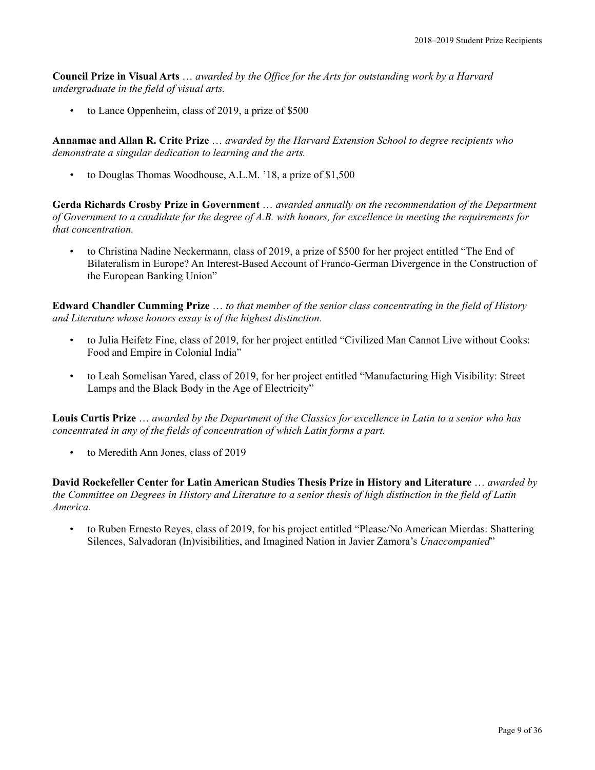**Council Prize in Visual Arts** … *awarded by the Office for the Arts for outstanding work by a Harvard undergraduate in the field of visual arts.*

- to Lance Oppenheim, class of 2019, a prize of $500

**Annamae and Allan R. Crite Prize** … *awarded by the Harvard Extension School to degree recipients who demonstrate a singular dedication to learning and the arts.*

- to Douglas Thomas Woodhouse, A.L.M. ’18, a prize of $1,500

**Gerda Richards Crosby Prize in Government** … *awarded annually on the recommendation of the Department of Government to a candidate for the degree of A.B. with honors, for excellence in meeting the requirements for that concentration.*

- to Christina Nadine Neckermann, class of 2019, a prize of $500 for her project entitled “The End of Bilateralism in Europe? An Interest-Based Account of Franco-German Divergence in the Construction of the European Banking Union”

**Edward Chandler Cumming Prize** … *to that member of the senior class concentrating in the field of History and Literature whose honors essay is of the highest distinction.*

- to Julia Heifetz Fine, class of 2019, for her project entitled “Civilized Man Cannot Live without Cooks: Food and Empire in Colonial India”
- to Leah Somelisan Yared, class of 2019, for her project entitled “Manufacturing High Visibility: Street Lamps and the Black Body in the Age of Electricity”

**Louis Curtis Prize** … *awarded by the Department of the Classics for excellence in Latin to a senior who has concentrated in any of the fields of concentration of which Latin forms a part.*

- to Meredith Ann Jones, class of 2019

**David Rockefeller Center for Latin American Studies Thesis Prize in History and Literature** … *awarded by the Committee on Degrees in History and Literature to a senior thesis of high distinction in the field of Latin America.*

- to Ruben Ernesto Reyes, class of 2019, for his project entitled “Please/No American Mierdas: Shattering Silences, Salvadoran (In)visibilities, and Imagined Nation in Javier Zamora’s *Unaccompanied*”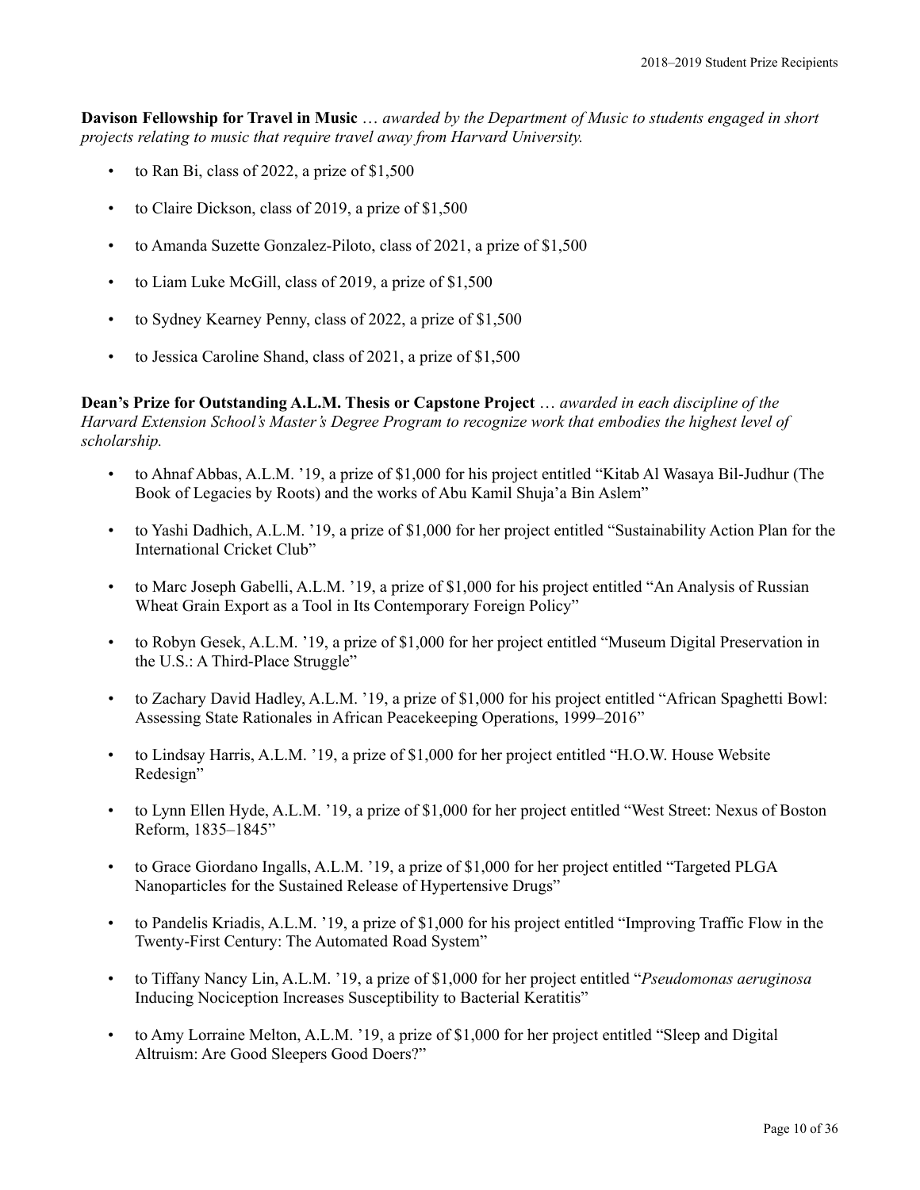**Davison Fellowship for Travel in Music** … *awarded by the Department of Music to students engaged in short projects relating to music that require travel away from Harvard University.*

- to Ran Bi, class of 2022, a prize of $1,500
- to Claire Dickson, class of 2019, a prize of $1,500
- to Amanda Suzette Gonzalez-Piloto, class of 2021, a prize of $1,500
- to Liam Luke McGill, class of 2019, a prize of $1,500
- to Sydney Kearney Penny, class of 2022, a prize of $1,500
- to Jessica Caroline Shand, class of 2021, a prize of $1,500

**Dean's Prize for Outstanding A.L.M. Thesis or Capstone Project** … *awarded in each discipline of the Harvard Extension School's Master's Degree Program to recognize work that embodies the highest level of scholarship.*

- to Ahnaf Abbas, A.L.M. '19, a prize of $1,000 for his project entitled "Kitab Al Wasaya Bil-Judhur (The Book of Legacies by Roots) and the works of Abu Kamil Shuja'a Bin Aslem"
- to Yashi Dadhich, A.L.M. '19, a prize of $1,000 for her project entitled "Sustainability Action Plan for the International Cricket Club"
- to Marc Joseph Gabelli, A.L.M. '19, a prize of $1,000 for his project entitled "An Analysis of Russian Wheat Grain Export as a Tool in Its Contemporary Foreign Policy"
- to Robyn Gesek, A.L.M. '19, a prize of $1,000 for her project entitled "Museum Digital Preservation in the U.S.: A Third-Place Struggle"
- to Zachary David Hadley, A.L.M. '19, a prize of $1,000 for his project entitled "African Spaghetti Bowl: Assessing State Rationales in African Peacekeeping Operations, 1999–2016"
- to Lindsay Harris, A.L.M. '19, a prize of $1,000 for her project entitled "H.O.W. House Website Redesign"
- to Lynn Ellen Hyde, A.L.M. '19, a prize of $1,000 for her project entitled "West Street: Nexus of Boston Reform, 1835–1845"
- to Grace Giordano Ingalls, A.L.M. '19, a prize of $1,000 for her project entitled "Targeted PLGA Nanoparticles for the Sustained Release of Hypertensive Drugs"
- to Pandelis Kriadis, A.L.M. '19, a prize of $1,000 for his project entitled "Improving Traffic Flow in the Twenty-First Century: The Automated Road System"
- to Tiffany Nancy Lin, A.L.M. '19, a prize of $1,000 for her project entitled "*Pseudomonas aeruginosa* Inducing Nociception Increases Susceptibility to Bacterial Keratitis"
- to Amy Lorraine Melton, A.L.M. '19, a prize of $1,000 for her project entitled "Sleep and Digital Altruism: Are Good Sleepers Good Doers?"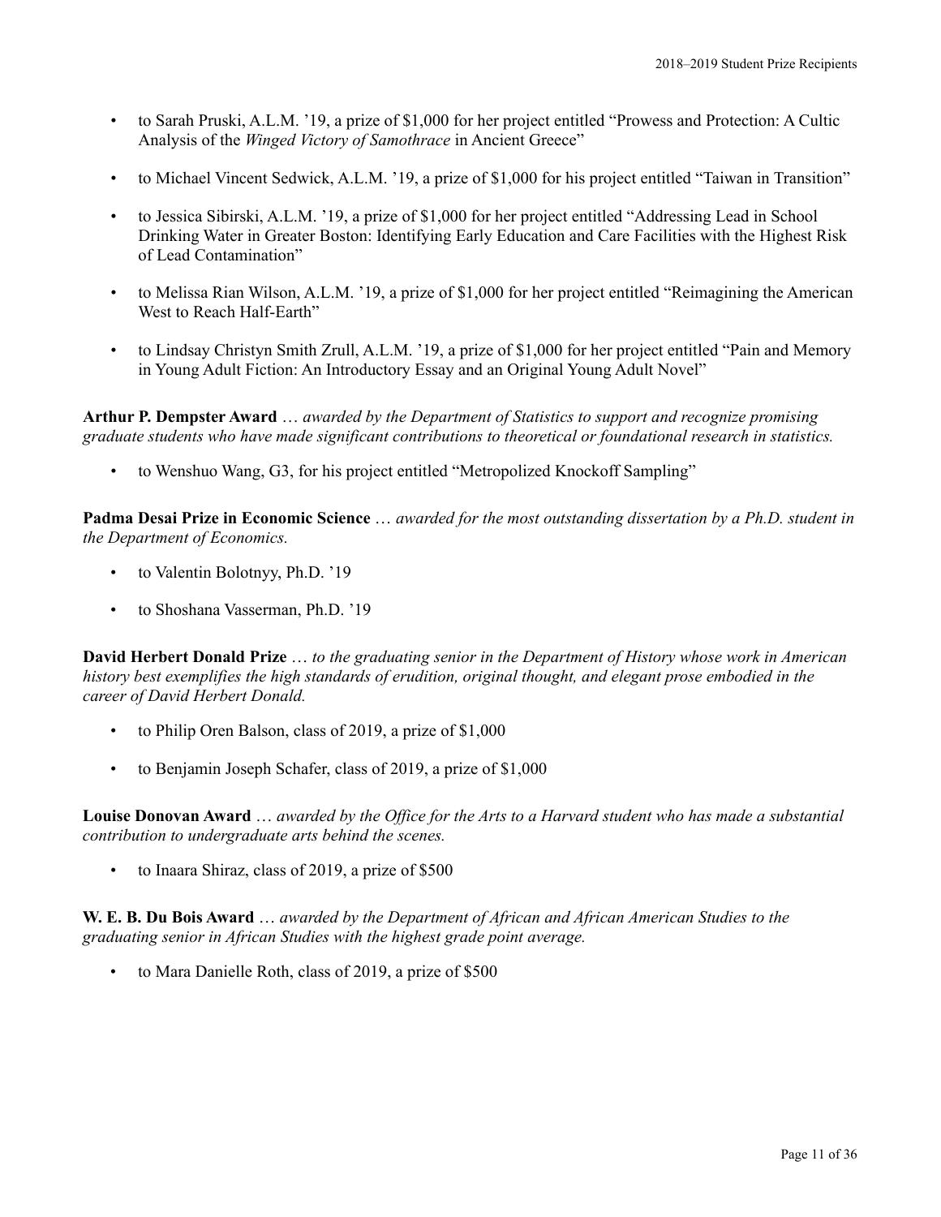- to Sarah Pruski, A.L.M. '19, a prize of $1,000 for her project entitled "Prowess and Protection: A Cultic Analysis of the *Winged Victory of Samothrace* in Ancient Greece"
- to Michael Vincent Sedwick, A.L.M. '19, a prize of $1,000 for his project entitled "Taiwan in Transition"
- to Jessica Sibirski, A.L.M. '19, a prize of $1,000 for her project entitled "Addressing Lead in School Drinking Water in Greater Boston: Identifying Early Education and Care Facilities with the Highest Risk of Lead Contamination"
- to Melissa Rian Wilson, A.L.M. '19, a prize of $1,000 for her project entitled "Reimagining the American West to Reach Half-Earth"
- to Lindsay Christyn Smith Zrull, A.L.M. '19, a prize of $1,000 for her project entitled "Pain and Memory in Young Adult Fiction: An Introductory Essay and an Original Young Adult Novel"

**Arthur P. Dempster Award** … *awarded by the Department of Statistics to support and recognize promising graduate students who have made significant contributions to theoretical or foundational research in statistics.*

- to Wenshuo Wang, G3, for his project entitled "Metropolized Knockoff Sampling"

**Padma Desai Prize in Economic Science** … *awarded for the most outstanding dissertation by a Ph.D. student in the Department of Economics.*

- to Valentin Bolotnyy, Ph.D. '19
- to Shoshana Vasserman, Ph.D. '19

**David Herbert Donald Prize** … *to the graduating senior in the Department of History whose work in American history best exemplifies the high standards of erudition, original thought, and elegant prose embodied in the career of David Herbert Donald.*

- to Philip Oren Balson, class of 2019, a prize of $1,000
- to Benjamin Joseph Schafer, class of 2019, a prize of $1,000

**Louise Donovan Award** … *awarded by the Office for the Arts to a Harvard student who has made a substantial contribution to undergraduate arts behind the scenes.*

- to Inaara Shiraz, class of 2019, a prize of $500

**W. E. B. Du Bois Award** … *awarded by the Department of African and African American Studies to the graduating senior in African Studies with the highest grade point average.*

- to Mara Danielle Roth, class of 2019, a prize of $500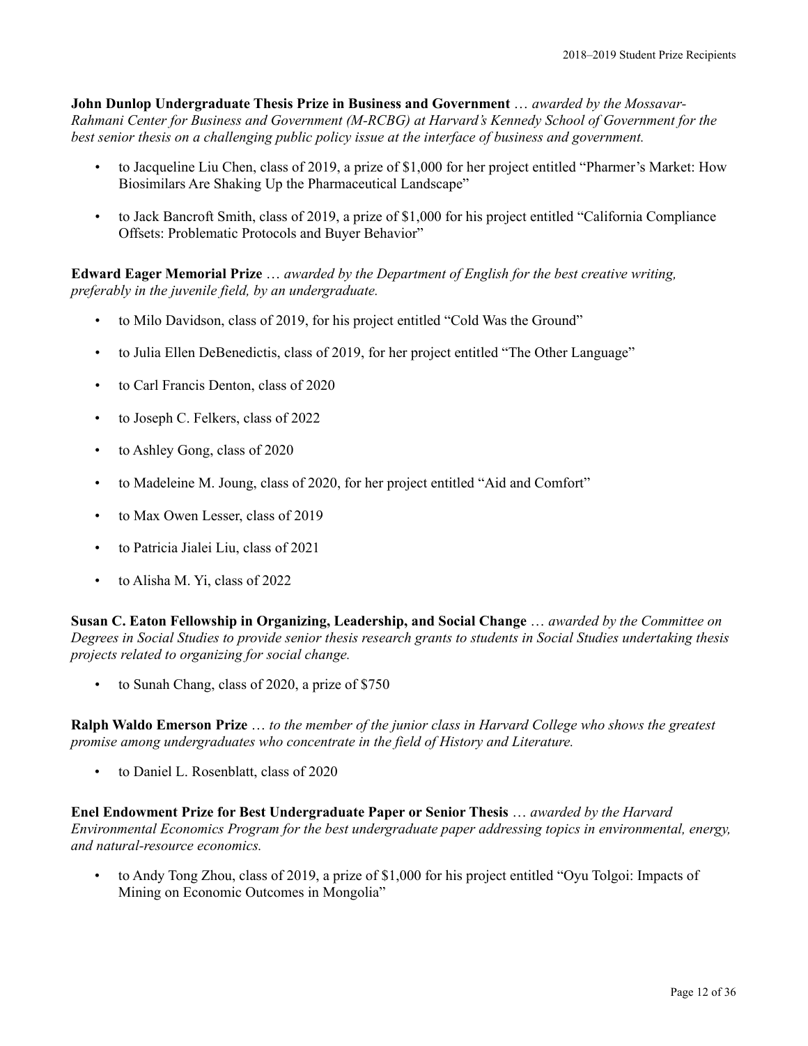**John Dunlop Undergraduate Thesis Prize in Business and Government** … *awarded by the Mossavar-Rahmani Center for Business and Government (M-RCBG) at Harvard's Kennedy School of Government for the best senior thesis on a challenging public policy issue at the interface of business and government.*

- to Jacqueline Liu Chen, class of 2019, a prize of $1,000 for her project entitled "Pharmer's Market: How Biosimilars Are Shaking Up the Pharmaceutical Landscape"
- to Jack Bancroft Smith, class of 2019, a prize of $1,000 for his project entitled "California Compliance Offsets: Problematic Protocols and Buyer Behavior"

**Edward Eager Memorial Prize** … *awarded by the Department of English for the best creative writing, preferably in the juvenile field, by an undergraduate.*

- to Milo Davidson, class of 2019, for his project entitled "Cold Was the Ground"
- to Julia Ellen DeBenedictis, class of 2019, for her project entitled "The Other Language"
- to Carl Francis Denton, class of 2020
- to Joseph C. Felkers, class of 2022
- to Ashley Gong, class of 2020
- to Madeleine M. Joung, class of 2020, for her project entitled "Aid and Comfort"
- to Max Owen Lesser, class of 2019
- to Patricia Jialei Liu, class of 2021
- to Alisha M. Yi, class of 2022

**Susan C. Eaton Fellowship in Organizing, Leadership, and Social Change** … *awarded by the Committee on Degrees in Social Studies to provide senior thesis research grants to students in Social Studies undertaking thesis projects related to organizing for social change.*

- to Sunah Chang, class of 2020, a prize of $750

**Ralph Waldo Emerson Prize** … *to the member of the junior class in Harvard College who shows the greatest promise among undergraduates who concentrate in the field of History and Literature.*

- to Daniel L. Rosenblatt, class of 2020

**Enel Endowment Prize for Best Undergraduate Paper or Senior Thesis** … *awarded by the Harvard Environmental Economics Program for the best undergraduate paper addressing topics in environmental, energy, and natural-resource economics.*

- to Andy Tong Zhou, class of 2019, a prize of $1,000 for his project entitled "Oyu Tolgoi: Impacts of Mining on Economic Outcomes in Mongolia"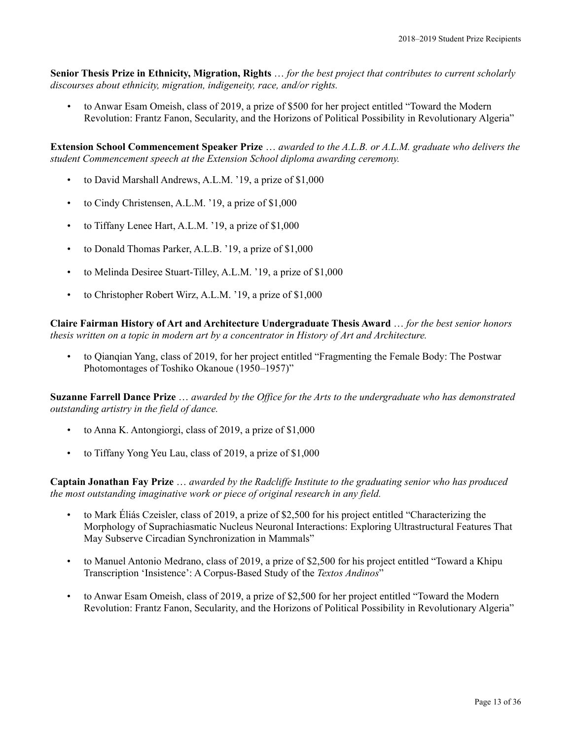**Senior Thesis Prize in Ethnicity, Migration, Rights** … *for the best project that contributes to current scholarly discourses about ethnicity, migration, indigeneity, race, and/or rights.*

- to Anwar Esam Omeish, class of 2019, a prize of $500 for her project entitled "Toward the Modern Revolution: Frantz Fanon, Secularity, and the Horizons of Political Possibility in Revolutionary Algeria"

**Extension School Commencement Speaker Prize** … *awarded to the A.L.B. or A.L.M. graduate who delivers the student Commencement speech at the Extension School diploma awarding ceremony.*

- to David Marshall Andrews, A.L.M. '19, a prize of $1,000
- to Cindy Christensen, A.L.M. '19, a prize of $1,000
- to Tiffany Lenee Hart, A.L.M. '19, a prize of $1,000
- to Donald Thomas Parker, A.L.B. '19, a prize of $1,000
- to Melinda Desiree Stuart-Tilley, A.L.M. '19, a prize of $1,000
- to Christopher Robert Wirz, A.L.M. '19, a prize of $1,000

**Claire Fairman History of Art and Architecture Undergraduate Thesis Award** … *for the best senior honors thesis written on a topic in modern art by a concentrator in History of Art and Architecture.*

- to Qianqian Yang, class of 2019, for her project entitled "Fragmenting the Female Body: The Postwar Photomontages of Toshiko Okanoue (1950–1957)"

**Suzanne Farrell Dance Prize** … *awarded by the Office for the Arts to the undergraduate who has demonstrated outstanding artistry in the field of dance.*

- to Anna K. Antongiorgi, class of 2019, a prize of $1,000
- to Tiffany Yong Yeu Lau, class of 2019, a prize of $1,000

**Captain Jonathan Fay Prize** … *awarded by the Radcliffe Institute to the graduating senior who has produced the most outstanding imaginative work or piece of original research in any field.*

- to Mark Éliás Czeisler, class of 2019, a prize of $2,500 for his project entitled "Characterizing the Morphology of Suprachiasmatic Nucleus Neuronal Interactions: Exploring Ultrastructural Features That May Subserve Circadian Synchronization in Mammals"
- to Manuel Antonio Medrano, class of 2019, a prize of $2,500 for his project entitled "Toward a Khipu Transcription 'Insistence': A Corpus-Based Study of the *Textos Andinos*"
- to Anwar Esam Omeish, class of 2019, a prize of $2,500 for her project entitled "Toward the Modern Revolution: Frantz Fanon, Secularity, and the Horizons of Political Possibility in Revolutionary Algeria"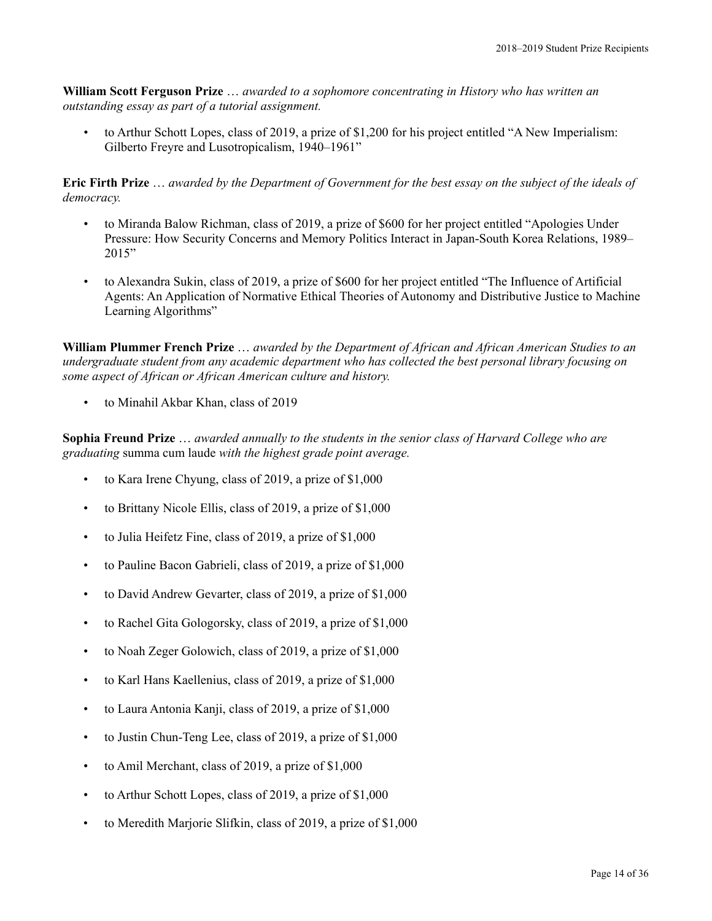**William Scott Ferguson Prize** … *awarded to a sophomore concentrating in History who has written an outstanding essay as part of a tutorial assignment.*

- to Arthur Schott Lopes, class of 2019, a prize of $1,200 for his project entitled "A New Imperialism: Gilberto Freyre and Lusotropicalism, 1940–1961"

**Eric Firth Prize** … *awarded by the Department of Government for the best essay on the subject of the ideals of democracy.*

- to Miranda Balow Richman, class of 2019, a prize of $600 for her project entitled "Apologies Under Pressure: How Security Concerns and Memory Politics Interact in Japan-South Korea Relations, 1989–2015"
- to Alexandra Sukin, class of 2019, a prize of $600 for her project entitled "The Influence of Artificial Agents: An Application of Normative Ethical Theories of Autonomy and Distributive Justice to Machine Learning Algorithms"

**William Plummer French Prize** … *awarded by the Department of African and African American Studies to an undergraduate student from any academic department who has collected the best personal library focusing on some aspect of African or African American culture and history.*

- to Minahil Akbar Khan, class of 2019

**Sophia Freund Prize** … *awarded annually to the students in the senior class of Harvard College who are graduating* summa cum laude *with the highest grade point average.*

- to Kara Irene Chyung, class of 2019, a prize of $1,000
- to Brittany Nicole Ellis, class of 2019, a prize of $1,000
- to Julia Heifetz Fine, class of 2019, a prize of $1,000
- to Pauline Bacon Gabrieli, class of 2019, a prize of $1,000
- to David Andrew Gevarter, class of 2019, a prize of $1,000
- to Rachel Gita Gologorsky, class of 2019, a prize of $1,000
- to Noah Zeger Golowich, class of 2019, a prize of $1,000
- to Karl Hans Kaellenius, class of 2019, a prize of $1,000
- to Laura Antonia Kanji, class of 2019, a prize of $1,000
- to Justin Chun-Teng Lee, class of 2019, a prize of $1,000
- to Amil Merchant, class of 2019, a prize of $1,000
- to Arthur Schott Lopes, class of 2019, a prize of $1,000
- to Meredith Marjorie Slifkin, class of 2019, a prize of $1,000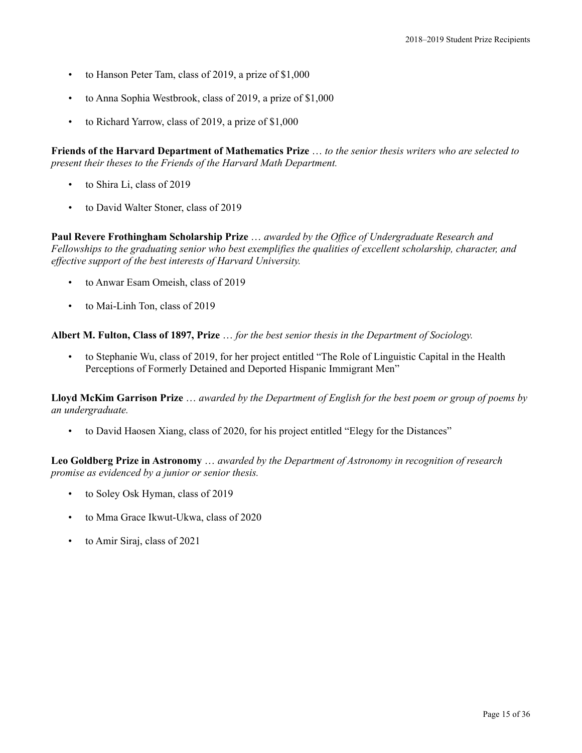- to Hanson Peter Tam, class of 2019, a prize of $1,000
- to Anna Sophia Westbrook, class of 2019, a prize of $1,000
- to Richard Yarrow, class of 2019, a prize of $1,000

**Friends of the Harvard Department of Mathematics Prize** … *to the senior thesis writers who are selected to present their theses to the Friends of the Harvard Math Department.*

- to Shira Li, class of 2019
- to David Walter Stoner, class of 2019

**Paul Revere Frothingham Scholarship Prize** … *awarded by the Office of Undergraduate Research and Fellowships to the graduating senior who best exemplifies the qualities of excellent scholarship, character, and effective support of the best interests of Harvard University.*

- to Anwar Esam Omeish, class of 2019
- to Mai-Linh Ton, class of 2019

**Albert M. Fulton, Class of 1897, Prize** … *for the best senior thesis in the Department of Sociology.*

- to Stephanie Wu, class of 2019, for her project entitled "The Role of Linguistic Capital in the Health Perceptions of Formerly Detained and Deported Hispanic Immigrant Men"

**Lloyd McKim Garrison Prize** … *awarded by the Department of English for the best poem or group of poems by an undergraduate.*

- to David Haosen Xiang, class of 2020, for his project entitled "Elegy for the Distances"

**Leo Goldberg Prize in Astronomy** … *awarded by the Department of Astronomy in recognition of research promise as evidenced by a junior or senior thesis.*

- to Soley Osk Hyman, class of 2019
- to Mma Grace Ikwut-Ukwa, class of 2020
- to Amir Siraj, class of 2021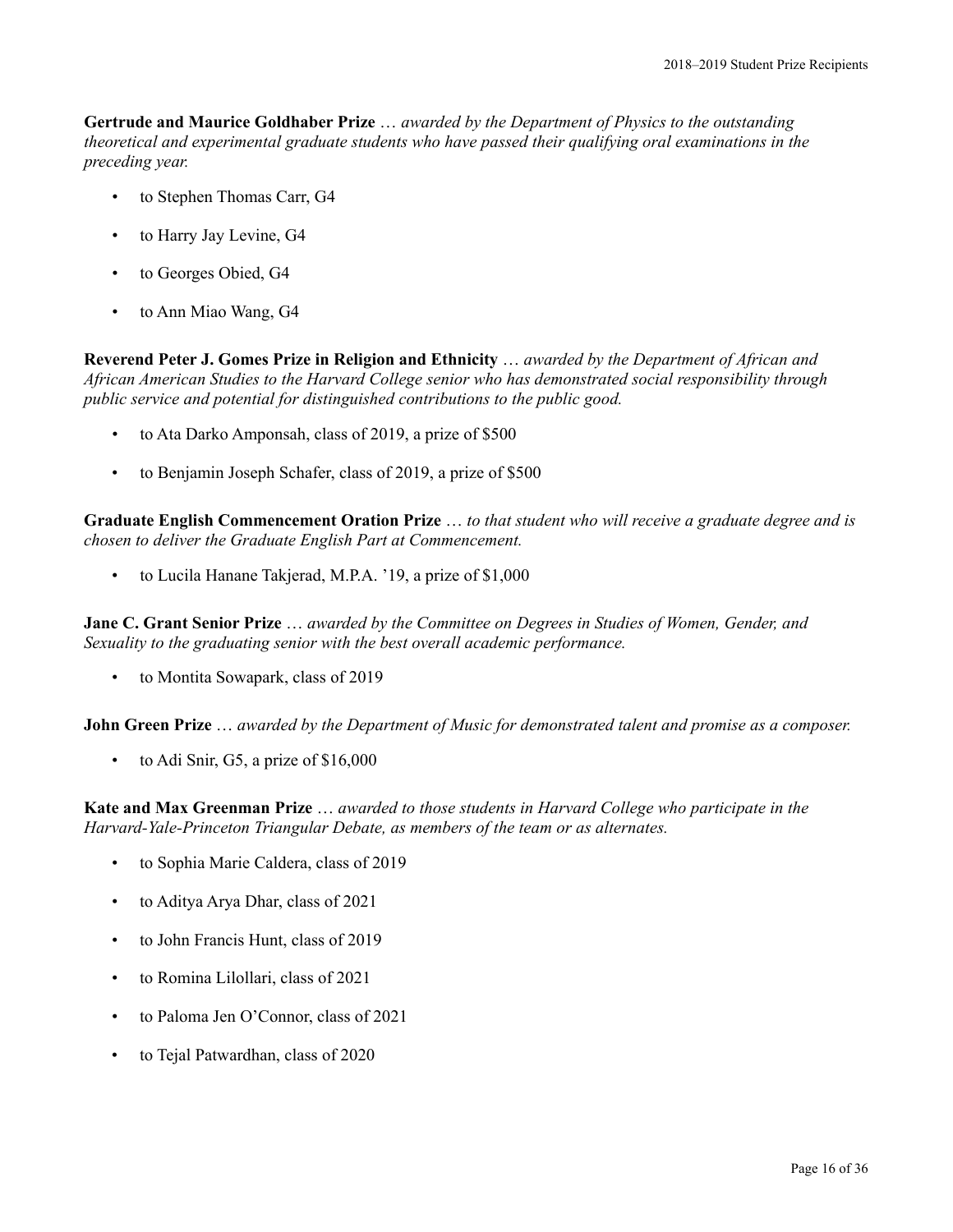**Gertrude and Maurice Goldhaber Prize** … *awarded by the Department of Physics to the outstanding theoretical and experimental graduate students who have passed their qualifying oral examinations in the preceding year.*

- to Stephen Thomas Carr, G4
- to Harry Jay Levine, G4
- to Georges Obied, G4
- to Ann Miao Wang, G4

**Reverend Peter J. Gomes Prize in Religion and Ethnicity** … *awarded by the Department of African and African American Studies to the Harvard College senior who has demonstrated social responsibility through public service and potential for distinguished contributions to the public good.*

- to Ata Darko Amponsah, class of 2019, a prize of $500
- to Benjamin Joseph Schafer, class of 2019, a prize of $500

**Graduate English Commencement Oration Prize** … *to that student who will receive a graduate degree and is chosen to deliver the Graduate English Part at Commencement.*

- to Lucila Hanane Takjerad, M.P.A. '19, a prize of $1,000

**Jane C. Grant Senior Prize** … *awarded by the Committee on Degrees in Studies of Women, Gender, and Sexuality to the graduating senior with the best overall academic performance.*

- to Montita Sowapark, class of 2019

**John Green Prize** … *awarded by the Department of Music for demonstrated talent and promise as a composer.*

- to Adi Snir, G5, a prize of $16,000

**Kate and Max Greenman Prize** … *awarded to those students in Harvard College who participate in the Harvard-Yale-Princeton Triangular Debate, as members of the team or as alternates.*

- to Sophia Marie Caldera, class of 2019
- to Aditya Arya Dhar, class of 2021
- to John Francis Hunt, class of 2019
- to Romina Lilollari, class of 2021
- to Paloma Jen O'Connor, class of 2021
- to Tejal Patwardhan, class of 2020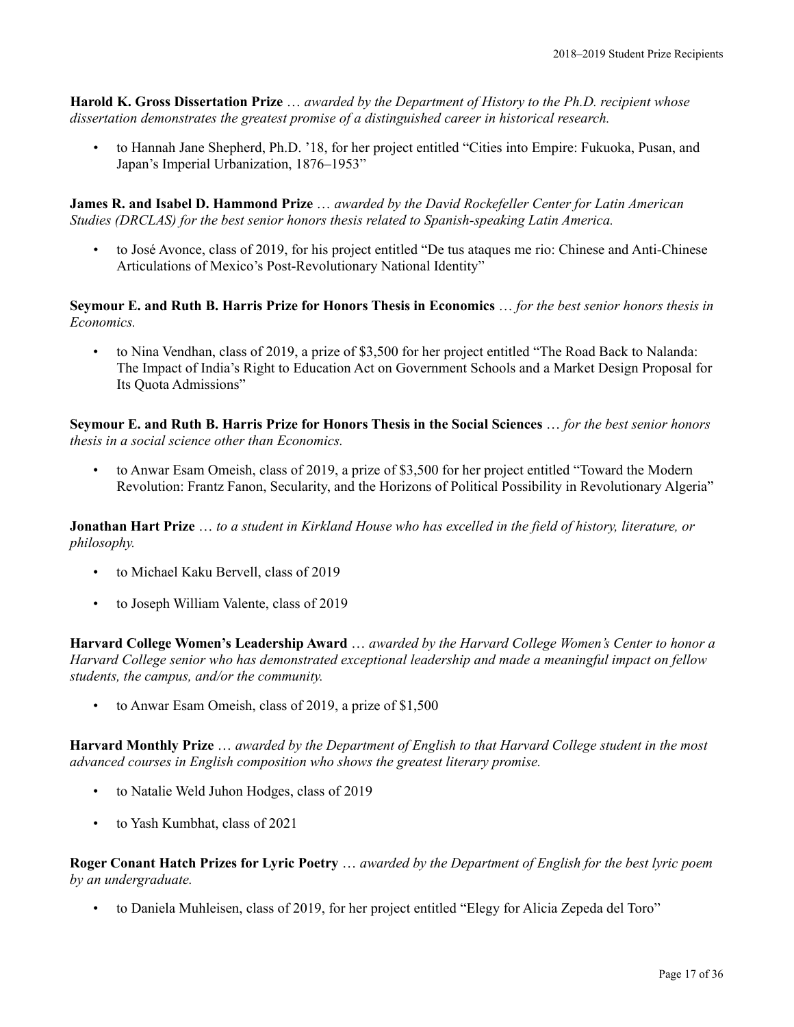**Harold K. Gross Dissertation Prize** … *awarded by the Department of History to the Ph.D. recipient whose dissertation demonstrates the greatest promise of a distinguished career in historical research.*

- to Hannah Jane Shepherd, Ph.D. '18, for her project entitled "Cities into Empire: Fukuoka, Pusan, and Japan's Imperial Urbanization, 1876–1953"

**James R. and Isabel D. Hammond Prize** … *awarded by the David Rockefeller Center for Latin American Studies (DRCLAS) for the best senior honors thesis related to Spanish-speaking Latin America.*

- to José Avonce, class of 2019, for his project entitled "De tus ataques me rio: Chinese and Anti-Chinese Articulations of Mexico's Post-Revolutionary National Identity"

**Seymour E. and Ruth B. Harris Prize for Honors Thesis in Economics** … *for the best senior honors thesis in Economics.*

- to Nina Vendhan, class of 2019, a prize of $3,500 for her project entitled "The Road Back to Nalanda: The Impact of India's Right to Education Act on Government Schools and a Market Design Proposal for Its Quota Admissions"

**Seymour E. and Ruth B. Harris Prize for Honors Thesis in the Social Sciences** … *for the best senior honors thesis in a social science other than Economics.*

- to Anwar Esam Omeish, class of 2019, a prize of $3,500 for her project entitled "Toward the Modern Revolution: Frantz Fanon, Secularity, and the Horizons of Political Possibility in Revolutionary Algeria"

**Jonathan Hart Prize** … *to a student in Kirkland House who has excelled in the field of history, literature, or philosophy.*

- to Michael Kaku Bervell, class of 2019
- to Joseph William Valente, class of 2019

**Harvard College Women's Leadership Award** … *awarded by the Harvard College Women's Center to honor a Harvard College senior who has demonstrated exceptional leadership and made a meaningful impact on fellow students, the campus, and/or the community.*

- to Anwar Esam Omeish, class of 2019, a prize of $1,500

**Harvard Monthly Prize** … *awarded by the Department of English to that Harvard College student in the most advanced courses in English composition who shows the greatest literary promise.*

- to Natalie Weld Juhon Hodges, class of 2019
- to Yash Kumbhat, class of 2021

**Roger Conant Hatch Prizes for Lyric Poetry** … *awarded by the Department of English for the best lyric poem by an undergraduate.*

- to Daniela Muhleisen, class of 2019, for her project entitled "Elegy for Alicia Zepeda del Toro"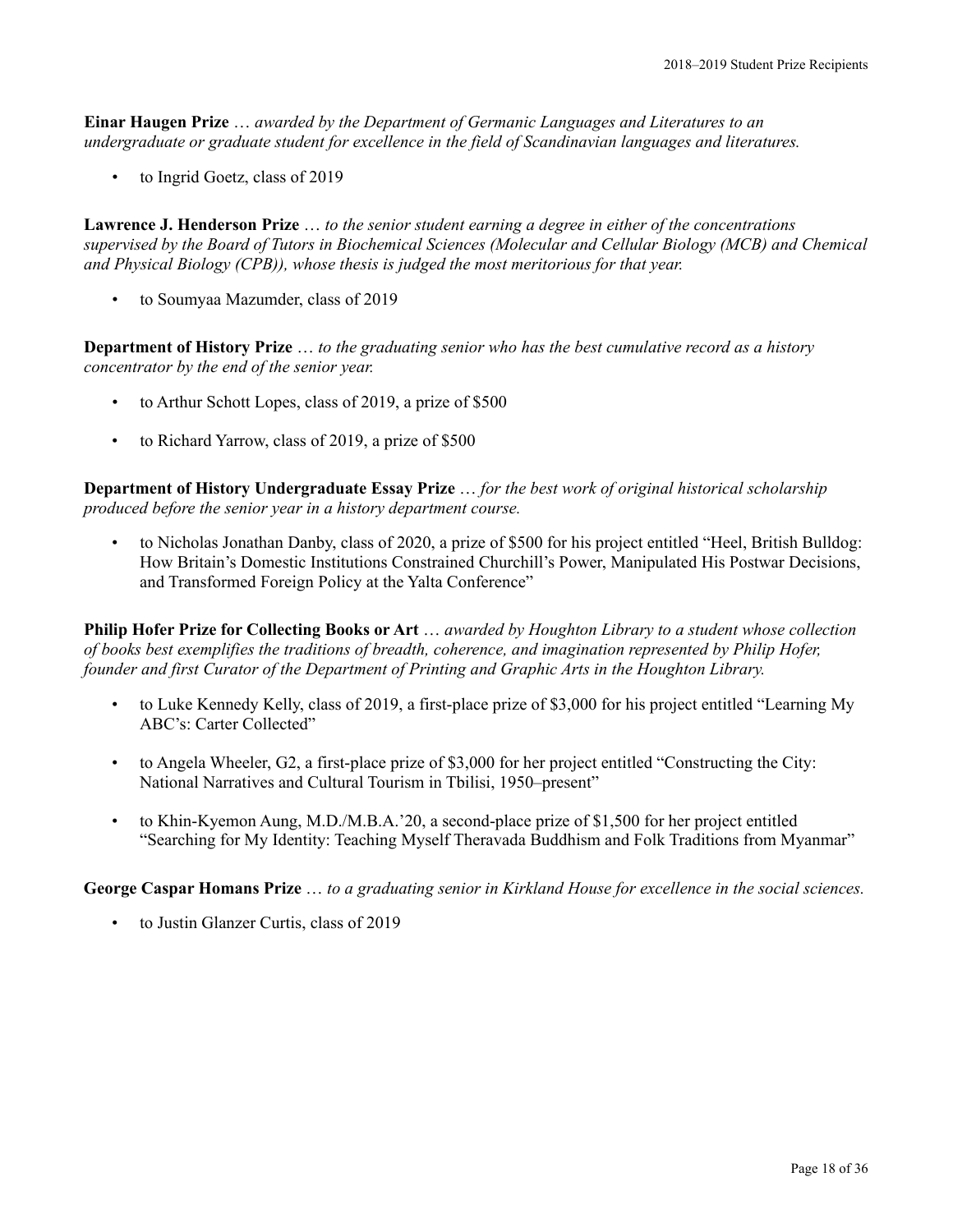**Einar Haugen Prize** … *awarded by the Department of Germanic Languages and Literatures to an undergraduate or graduate student for excellence in the field of Scandinavian languages and literatures.*

- to Ingrid Goetz, class of 2019

**Lawrence J. Henderson Prize** … *to the senior student earning a degree in either of the concentrations supervised by the Board of Tutors in Biochemical Sciences (Molecular and Cellular Biology (MCB) and Chemical and Physical Biology (CPB)), whose thesis is judged the most meritorious for that year.*

- to Soumyaa Mazumder, class of 2019

**Department of History Prize** … *to the graduating senior who has the best cumulative record as a history concentrator by the end of the senior year.*

- to Arthur Schott Lopes, class of 2019, a prize of $500
- to Richard Yarrow, class of 2019, a prize of $500

**Department of History Undergraduate Essay Prize** … *for the best work of original historical scholarship produced before the senior year in a history department course.*

- to Nicholas Jonathan Danby, class of 2020, a prize of $500 for his project entitled "Heel, British Bulldog: How Britain's Domestic Institutions Constrained Churchill's Power, Manipulated His Postwar Decisions, and Transformed Foreign Policy at the Yalta Conference"

**Philip Hofer Prize for Collecting Books or Art** … *awarded by Houghton Library to a student whose collection of books best exemplifies the traditions of breadth, coherence, and imagination represented by Philip Hofer, founder and first Curator of the Department of Printing and Graphic Arts in the Houghton Library.*

- to Luke Kennedy Kelly, class of 2019, a first-place prize of $3,000 for his project entitled "Learning My ABC's: Carter Collected"
- to Angela Wheeler, G2, a first-place prize of $3,000 for her project entitled "Constructing the City: National Narratives and Cultural Tourism in Tbilisi, 1950–present"
- to Khin-Kyemon Aung, M.D./M.B.A.'20, a second-place prize of $1,500 for her project entitled "Searching for My Identity: Teaching Myself Theravada Buddhism and Folk Traditions from Myanmar"

**George Caspar Homans Prize** … *to a graduating senior in Kirkland House for excellence in the social sciences.*

- to Justin Glanzer Curtis, class of 2019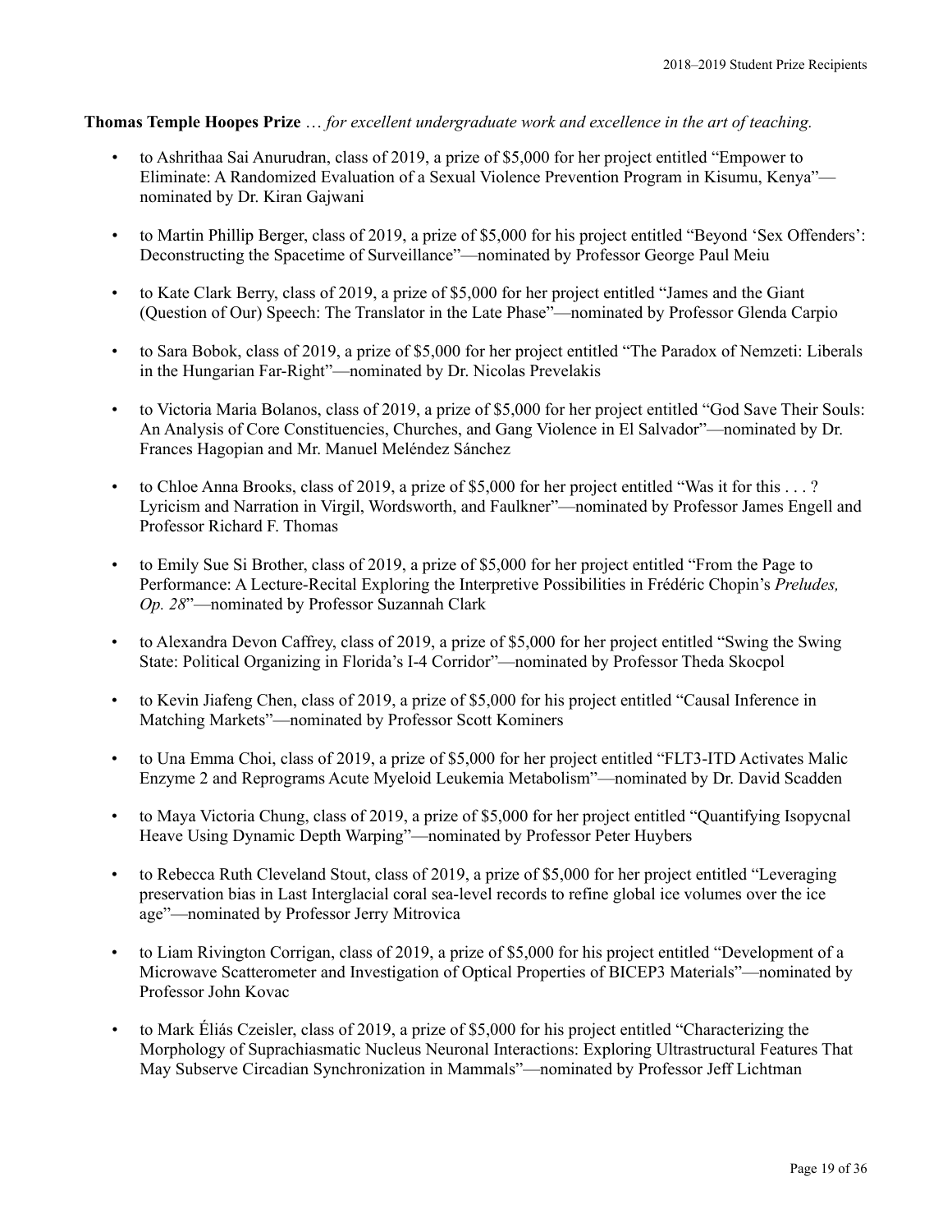**Thomas Temple Hoopes Prize** … *for excellent undergraduate work and excellence in the art of teaching.*

- to Ashrithaa Sai Anurudran, class of 2019, a prize of $5,000 for her project entitled "Empower to Eliminate: A Randomized Evaluation of a Sexual Violence Prevention Program in Kisumu, Kenya"—nominated by Dr. Kiran Gajwani

- to Martin Phillip Berger, class of 2019, a prize of $5,000 for his project entitled "Beyond 'Sex Offenders': Deconstructing the Spacetime of Surveillance"—nominated by Professor George Paul Meiu

- to Kate Clark Berry, class of 2019, a prize of $5,000 for her project entitled "James and the Giant (Question of Our) Speech: The Translator in the Late Phase"—nominated by Professor Glenda Carpio

- to Sara Bobok, class of 2019, a prize of $5,000 for her project entitled "The Paradox of Nemzeti: Liberals in the Hungarian Far-Right"—nominated by Dr. Nicolas Prevelakis

- to Victoria Maria Bolanos, class of 2019, a prize of $5,000 for her project entitled "God Save Their Souls: An Analysis of Core Constituencies, Churches, and Gang Violence in El Salvador"—nominated by Dr. Frances Hagopian and Mr. Manuel Meléndez Sánchez

- to Chloe Anna Brooks, class of 2019, a prize of $5,000 for her project entitled "Was it for this . . . ? Lyricism and Narration in Virgil, Wordsworth, and Faulkner"—nominated by Professor James Engell and Professor Richard F. Thomas

- to Emily Sue Si Brother, class of 2019, a prize of $5,000 for her project entitled "From the Page to Performance: A Lecture-Recital Exploring the Interpretive Possibilities in Frédéric Chopin's *Preludes, Op. 28*"—nominated by Professor Suzannah Clark

- to Alexandra Devon Caffrey, class of 2019, a prize of $5,000 for her project entitled "Swing the Swing State: Political Organizing in Florida's I-4 Corridor"—nominated by Professor Theda Skocpol

- to Kevin Jiafeng Chen, class of 2019, a prize of $5,000 for his project entitled "Causal Inference in Matching Markets"—nominated by Professor Scott Kominers

- to Una Emma Choi, class of 2019, a prize of $5,000 for her project entitled "FLT3-ITD Activates Malic Enzyme 2 and Reprograms Acute Myeloid Leukemia Metabolism"—nominated by Dr. David Scadden

- to Maya Victoria Chung, class of 2019, a prize of $5,000 for her project entitled "Quantifying Isopycnal Heave Using Dynamic Depth Warping"—nominated by Professor Peter Huybers

- to Rebecca Ruth Cleveland Stout, class of 2019, a prize of $5,000 for her project entitled "Leveraging preservation bias in Last Interglacial coral sea-level records to refine global ice volumes over the ice age"—nominated by Professor Jerry Mitrovica

- to Liam Rivington Corrigan, class of 2019, a prize of $5,000 for his project entitled "Development of a Microwave Scatterometer and Investigation of Optical Properties of BICEP3 Materials"—nominated by Professor John Kovac

- to Mark Éliás Czeisler, class of 2019, a prize of $5,000 for his project entitled "Characterizing the Morphology of Suprachiasmatic Nucleus Neuronal Interactions: Exploring Ultrastructural Features That May Subserve Circadian Synchronization in Mammals"—nominated by Professor Jeff Lichtman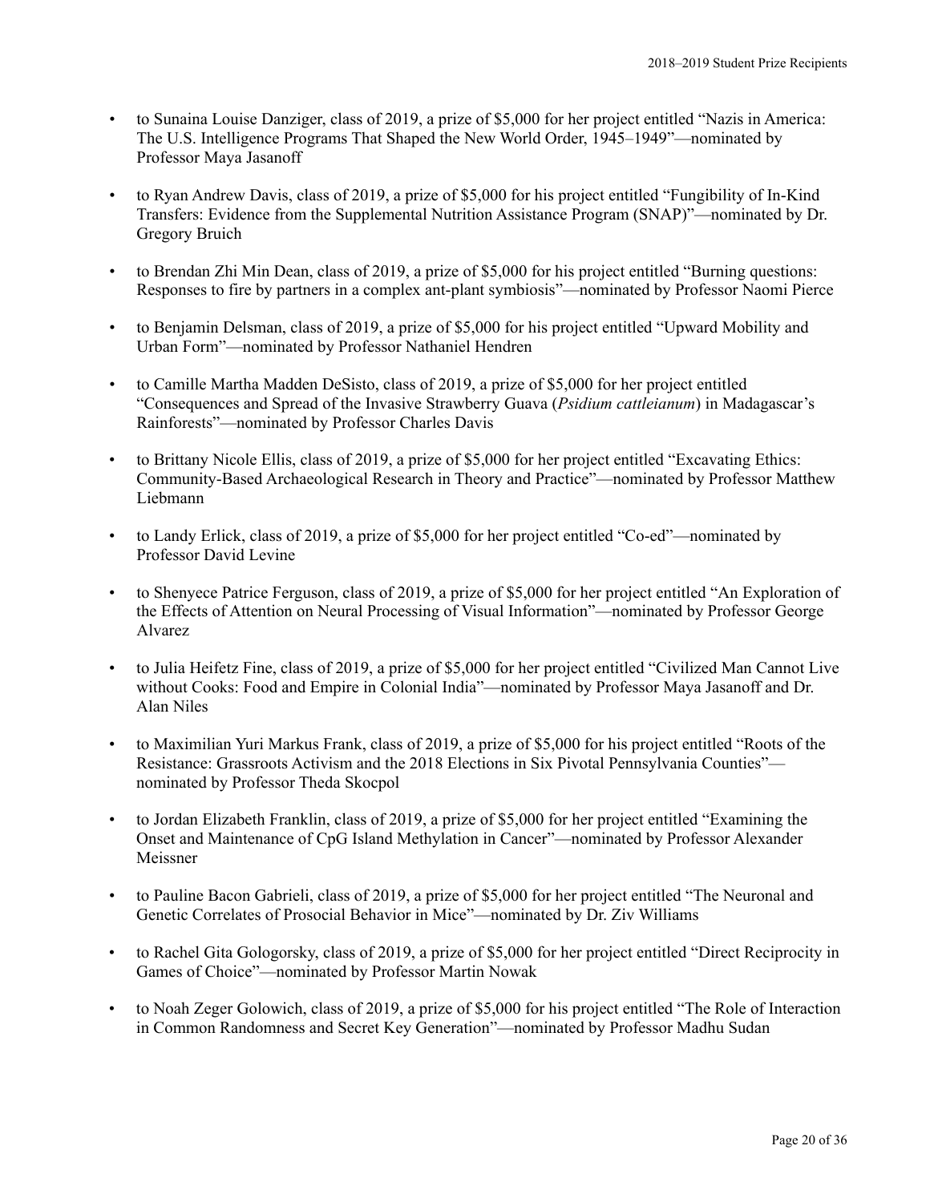- to Sunaina Louise Danziger, class of 2019, a prize of $5,000 for her project entitled "Nazis in America: The U.S. Intelligence Programs That Shaped the New World Order, 1945–1949"—nominated by Professor Maya Jasanoff

- to Ryan Andrew Davis, class of 2019, a prize of $5,000 for his project entitled "Fungibility of In-Kind Transfers: Evidence from the Supplemental Nutrition Assistance Program (SNAP)"—nominated by Dr. Gregory Bruich

- to Brendan Zhi Min Dean, class of 2019, a prize of $5,000 for his project entitled "Burning questions: Responses to fire by partners in a complex ant-plant symbiosis"—nominated by Professor Naomi Pierce

- to Benjamin Delsman, class of 2019, a prize of $5,000 for his project entitled "Upward Mobility and Urban Form"—nominated by Professor Nathaniel Hendren

- to Camille Martha Madden DeSisto, class of 2019, a prize of $5,000 for her project entitled "Consequences and Spread of the Invasive Strawberry Guava (*Psidium cattleianum*) in Madagascar's Rainforests"—nominated by Professor Charles Davis

- to Brittany Nicole Ellis, class of 2019, a prize of $5,000 for her project entitled "Excavating Ethics: Community-Based Archaeological Research in Theory and Practice"—nominated by Professor Matthew Liebmann

- to Landy Erlick, class of 2019, a prize of $5,000 for her project entitled "Co-ed"—nominated by Professor David Levine

- to Shenyece Patrice Ferguson, class of 2019, a prize of $5,000 for her project entitled "An Exploration of the Effects of Attention on Neural Processing of Visual Information"—nominated by Professor George Alvarez

- to Julia Heifetz Fine, class of 2019, a prize of $5,000 for her project entitled "Civilized Man Cannot Live without Cooks: Food and Empire in Colonial India"—nominated by Professor Maya Jasanoff and Dr. Alan Niles

- to Maximilian Yuri Markus Frank, class of 2019, a prize of $5,000 for his project entitled "Roots of the Resistance: Grassroots Activism and the 2018 Elections in Six Pivotal Pennsylvania Counties"—nominated by Professor Theda Skocpol

- to Jordan Elizabeth Franklin, class of 2019, a prize of $5,000 for her project entitled "Examining the Onset and Maintenance of CpG Island Methylation in Cancer"—nominated by Professor Alexander Meissner

- to Pauline Bacon Gabrieli, class of 2019, a prize of $5,000 for her project entitled "The Neuronal and Genetic Correlates of Prosocial Behavior in Mice"—nominated by Dr. Ziv Williams

- to Rachel Gita Gologorsky, class of 2019, a prize of $5,000 for her project entitled "Direct Reciprocity in Games of Choice"—nominated by Professor Martin Nowak

- to Noah Zeger Golowich, class of 2019, a prize of $5,000 for his project entitled "The Role of Interaction in Common Randomness and Secret Key Generation"—nominated by Professor Madhu Sudan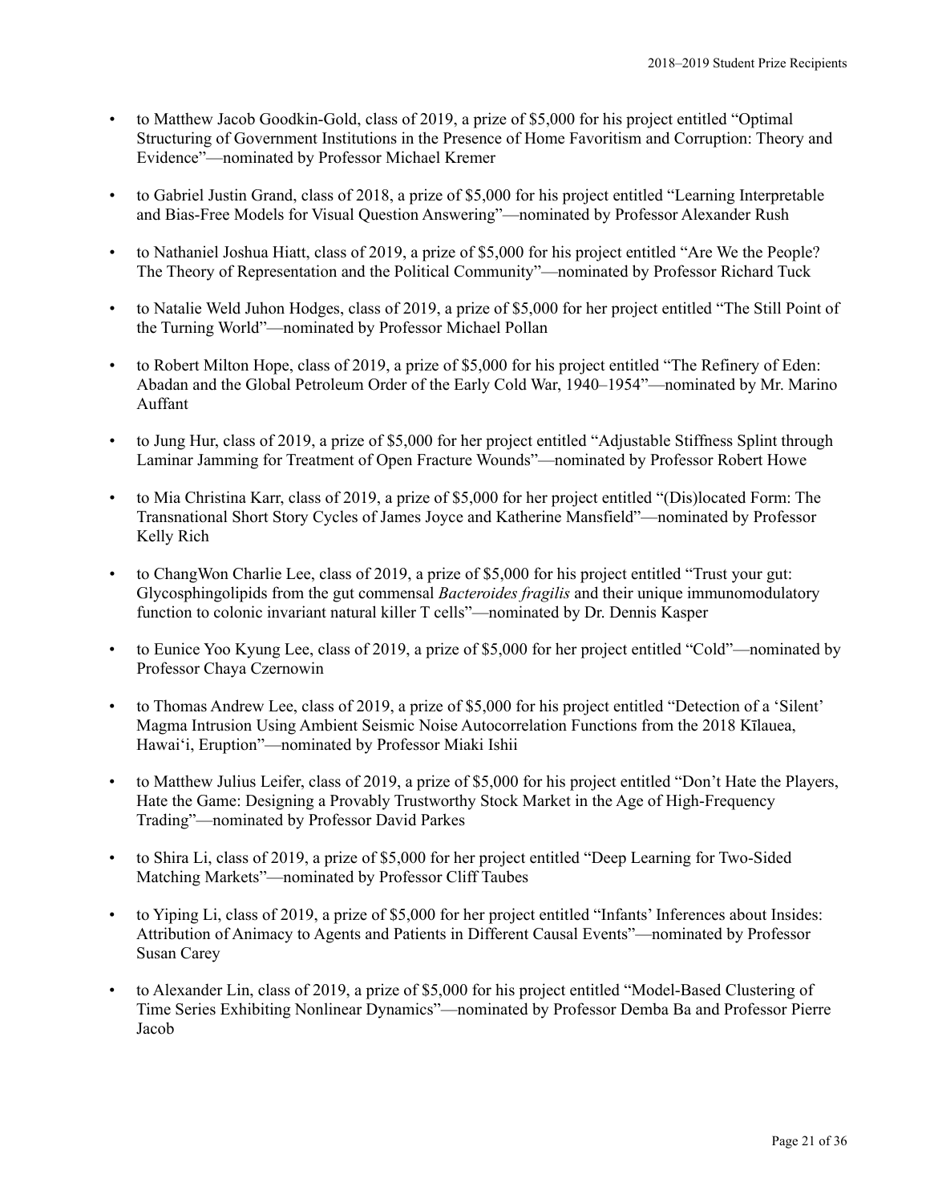- to Matthew Jacob Goodkin-Gold, class of 2019, a prize of $5,000 for his project entitled "Optimal Structuring of Government Institutions in the Presence of Home Favoritism and Corruption: Theory and Evidence"—nominated by Professor Michael Kremer

- to Gabriel Justin Grand, class of 2018, a prize of $5,000 for his project entitled "Learning Interpretable and Bias-Free Models for Visual Question Answering"—nominated by Professor Alexander Rush

- to Nathaniel Joshua Hiatt, class of 2019, a prize of $5,000 for his project entitled "Are We the People? The Theory of Representation and the Political Community"—nominated by Professor Richard Tuck

- to Natalie Weld Juhon Hodges, class of 2019, a prize of $5,000 for her project entitled "The Still Point of the Turning World"—nominated by Professor Michael Pollan

- to Robert Milton Hope, class of 2019, a prize of $5,000 for his project entitled "The Refinery of Eden: Abadan and the Global Petroleum Order of the Early Cold War, 1940–1954"—nominated by Mr. Marino Auffant

- to Jung Hur, class of 2019, a prize of $5,000 for her project entitled "Adjustable Stiffness Splint through Laminar Jamming for Treatment of Open Fracture Wounds"—nominated by Professor Robert Howe

- to Mia Christina Karr, class of 2019, a prize of $5,000 for her project entitled "(Dis)located Form: The Transnational Short Story Cycles of James Joyce and Katherine Mansfield"—nominated by Professor Kelly Rich

- to ChangWon Charlie Lee, class of 2019, a prize of $5,000 for his project entitled "Trust your gut: Glycosphingolipids from the gut commensal *Bacteroides fragilis* and their unique immunomodulatory function to colonic invariant natural killer T cells"—nominated by Dr. Dennis Kasper

- to Eunice Yoo Kyung Lee, class of 2019, a prize of $5,000 for her project entitled "Cold"—nominated by Professor Chaya Czernowin

- to Thomas Andrew Lee, class of 2019, a prize of $5,000 for his project entitled "Detection of a 'Silent' Magma Intrusion Using Ambient Seismic Noise Autocorrelation Functions from the 2018 Kīlauea, Hawai'i, Eruption"—nominated by Professor Miaki Ishii

- to Matthew Julius Leifer, class of 2019, a prize of $5,000 for his project entitled "Don't Hate the Players, Hate the Game: Designing a Provably Trustworthy Stock Market in the Age of High-Frequency Trading"—nominated by Professor David Parkes

- to Shira Li, class of 2019, a prize of $5,000 for her project entitled "Deep Learning for Two-Sided Matching Markets"—nominated by Professor Cliff Taubes

- to Yiping Li, class of 2019, a prize of $5,000 for her project entitled "Infants' Inferences about Insides: Attribution of Animacy to Agents and Patients in Different Causal Events"—nominated by Professor Susan Carey

- to Alexander Lin, class of 2019, a prize of $5,000 for his project entitled "Model-Based Clustering of Time Series Exhibiting Nonlinear Dynamics"—nominated by Professor Demba Ba and Professor Pierre Jacob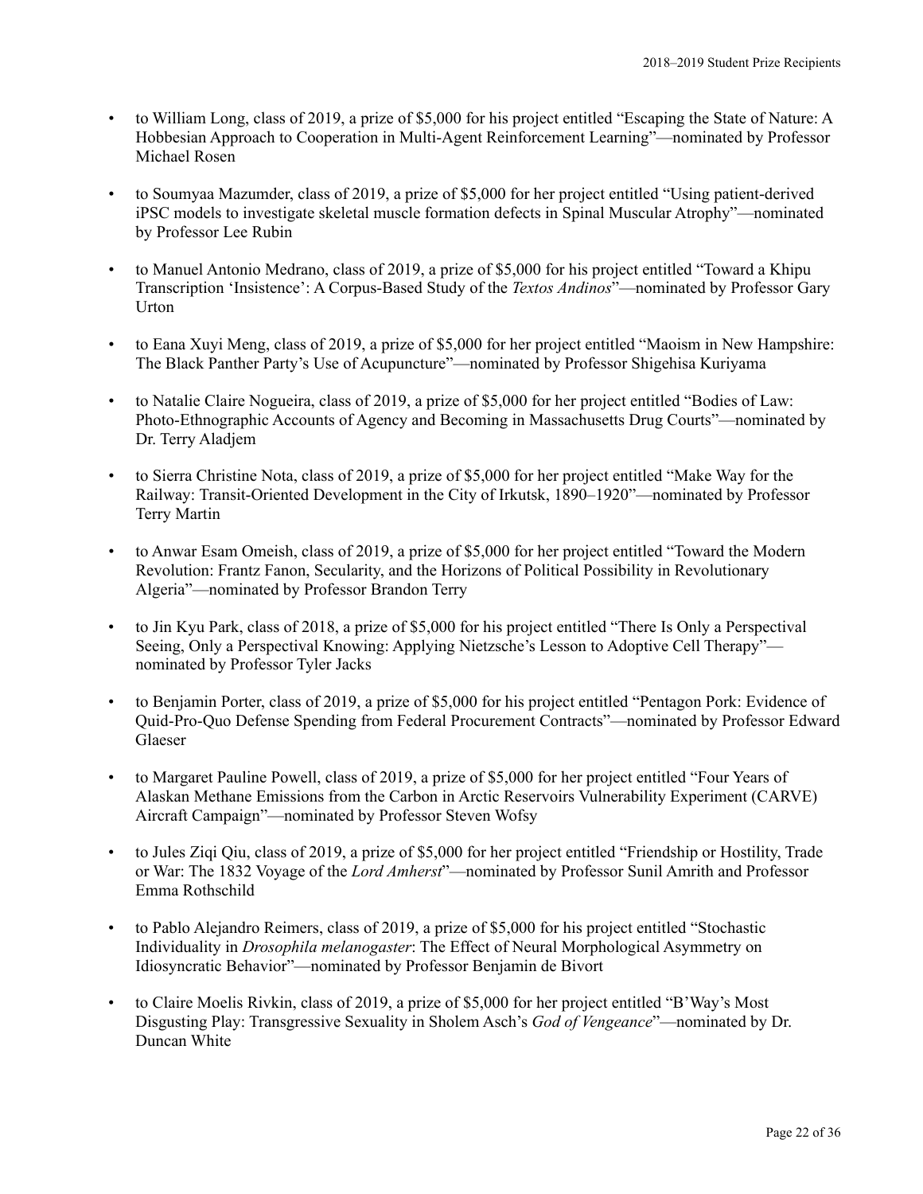- to William Long, class of 2019, a prize of $5,000 for his project entitled "Escaping the State of Nature: A Hobbesian Approach to Cooperation in Multi-Agent Reinforcement Learning"—nominated by Professor Michael Rosen

- to Soumyaa Mazumder, class of 2019, a prize of $5,000 for her project entitled "Using patient-derived iPSC models to investigate skeletal muscle formation defects in Spinal Muscular Atrophy"—nominated by Professor Lee Rubin

- to Manuel Antonio Medrano, class of 2019, a prize of $5,000 for his project entitled "Toward a Khipu Transcription 'Insistence': A Corpus-Based Study of the *Textos Andinos*"—nominated by Professor Gary Urton

- to Eana Xuyi Meng, class of 2019, a prize of $5,000 for her project entitled "Maoism in New Hampshire: The Black Panther Party's Use of Acupuncture"—nominated by Professor Shigehisa Kuriyama

- to Natalie Claire Nogueira, class of 2019, a prize of $5,000 for her project entitled "Bodies of Law: Photo-Ethnographic Accounts of Agency and Becoming in Massachusetts Drug Courts"—nominated by Dr. Terry Aladjem

- to Sierra Christine Nota, class of 2019, a prize of $5,000 for her project entitled "Make Way for the Railway: Transit-Oriented Development in the City of Irkutsk, 1890–1920"—nominated by Professor Terry Martin

- to Anwar Esam Omeish, class of 2019, a prize of $5,000 for her project entitled "Toward the Modern Revolution: Frantz Fanon, Secularity, and the Horizons of Political Possibility in Revolutionary Algeria"—nominated by Professor Brandon Terry

- to Jin Kyu Park, class of 2018, a prize of $5,000 for his project entitled "There Is Only a Perspectival Seeing, Only a Perspectival Knowing: Applying Nietzsche's Lesson to Adoptive Cell Therapy"—nominated by Professor Tyler Jacks

- to Benjamin Porter, class of 2019, a prize of $5,000 for his project entitled "Pentagon Pork: Evidence of Quid-Pro-Quo Defense Spending from Federal Procurement Contracts"—nominated by Professor Edward Glaeser

- to Margaret Pauline Powell, class of 2019, a prize of $5,000 for her project entitled "Four Years of Alaskan Methane Emissions from the Carbon in Arctic Reservoirs Vulnerability Experiment (CARVE) Aircraft Campaign"—nominated by Professor Steven Wofsy

- to Jules Ziqi Qiu, class of 2019, a prize of $5,000 for her project entitled "Friendship or Hostility, Trade or War: The 1832 Voyage of the *Lord Amherst*"—nominated by Professor Sunil Amrith and Professor Emma Rothschild

- to Pablo Alejandro Reimers, class of 2019, a prize of $5,000 for his project entitled "Stochastic Individuality in *Drosophila melanogaster*: The Effect of Neural Morphological Asymmetry on Idiosyncratic Behavior"—nominated by Professor Benjamin de Bivort

- to Claire Moelis Rivkin, class of 2019, a prize of $5,000 for her project entitled "B'Way's Most Disgusting Play: Transgressive Sexuality in Sholem Asch's *God of Vengeance*"—nominated by Dr. Duncan White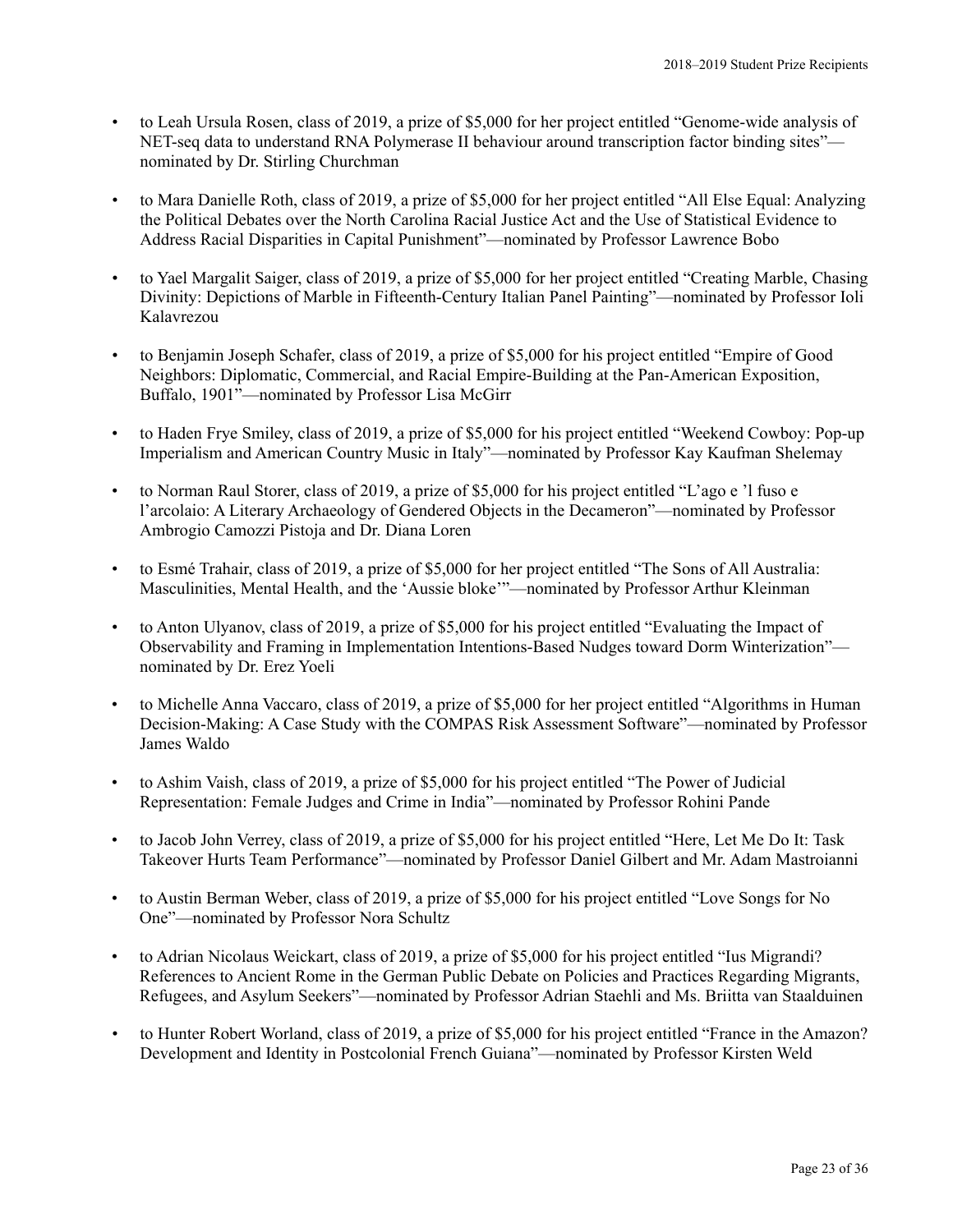- to Leah Ursula Rosen, class of 2019, a prize of $5,000 for her project entitled “Genome-wide analysis of NET-seq data to understand RNA Polymerase II behaviour around transcription factor binding sites”—nominated by Dr. Stirling Churchman

- to Mara Danielle Roth, class of 2019, a prize of $5,000 for her project entitled “All Else Equal: Analyzing the Political Debates over the North Carolina Racial Justice Act and the Use of Statistical Evidence to Address Racial Disparities in Capital Punishment”—nominated by Professor Lawrence Bobo

- to Yael Margalit Saiger, class of 2019, a prize of $5,000 for her project entitled “Creating Marble, Chasing Divinity: Depictions of Marble in Fifteenth-Century Italian Panel Painting”—nominated by Professor Ioli Kalavrezou

- to Benjamin Joseph Schafer, class of 2019, a prize of $5,000 for his project entitled “Empire of Good Neighbors: Diplomatic, Commercial, and Racial Empire-Building at the Pan-American Exposition, Buffalo, 1901”—nominated by Professor Lisa McGirr

- to Haden Frye Smiley, class of 2019, a prize of $5,000 for his project entitled “Weekend Cowboy: Pop-up Imperialism and American Country Music in Italy”—nominated by Professor Kay Kaufman Shelemay

- to Norman Raul Storer, class of 2019, a prize of $5,000 for his project entitled “L’ago e ’l fuso e l’arcolaio: A Literary Archaeology of Gendered Objects in the Decameron”—nominated by Professor Ambrogio Camozzi Pistoja and Dr. Diana Loren

- to Esmé Trahair, class of 2019, a prize of $5,000 for her project entitled “The Sons of All Australia: Masculinities, Mental Health, and the ‘Aussie bloke’”—nominated by Professor Arthur Kleinman

- to Anton Ulyanov, class of 2019, a prize of $5,000 for his project entitled “Evaluating the Impact of Observability and Framing in Implementation Intentions-Based Nudges toward Dorm Winterization”—nominated by Dr. Erez Yoeli

- to Michelle Anna Vaccaro, class of 2019, a prize of $5,000 for her project entitled “Algorithms in Human Decision-Making: A Case Study with the COMPAS Risk Assessment Software”—nominated by Professor James Waldo

- to Ashim Vaish, class of 2019, a prize of $5,000 for his project entitled “The Power of Judicial Representation: Female Judges and Crime in India”—nominated by Professor Rohini Pande

- to Jacob John Verrey, class of 2019, a prize of $5,000 for his project entitled “Here, Let Me Do It: Task Takeover Hurts Team Performance”—nominated by Professor Daniel Gilbert and Mr. Adam Mastroianni

- to Austin Berman Weber, class of 2019, a prize of $5,000 for his project entitled “Love Songs for No One”—nominated by Professor Nora Schultz

- to Adrian Nicolaus Weickart, class of 2019, a prize of $5,000 for his project entitled “Ius Migrandi? References to Ancient Rome in the German Public Debate on Policies and Practices Regarding Migrants, Refugees, and Asylum Seekers”—nominated by Professor Adrian Staehli and Ms. Briitta van Staalduinen

- to Hunter Robert Worland, class of 2019, a prize of $5,000 for his project entitled “France in the Amazon? Development and Identity in Postcolonial French Guiana”—nominated by Professor Kirsten Weld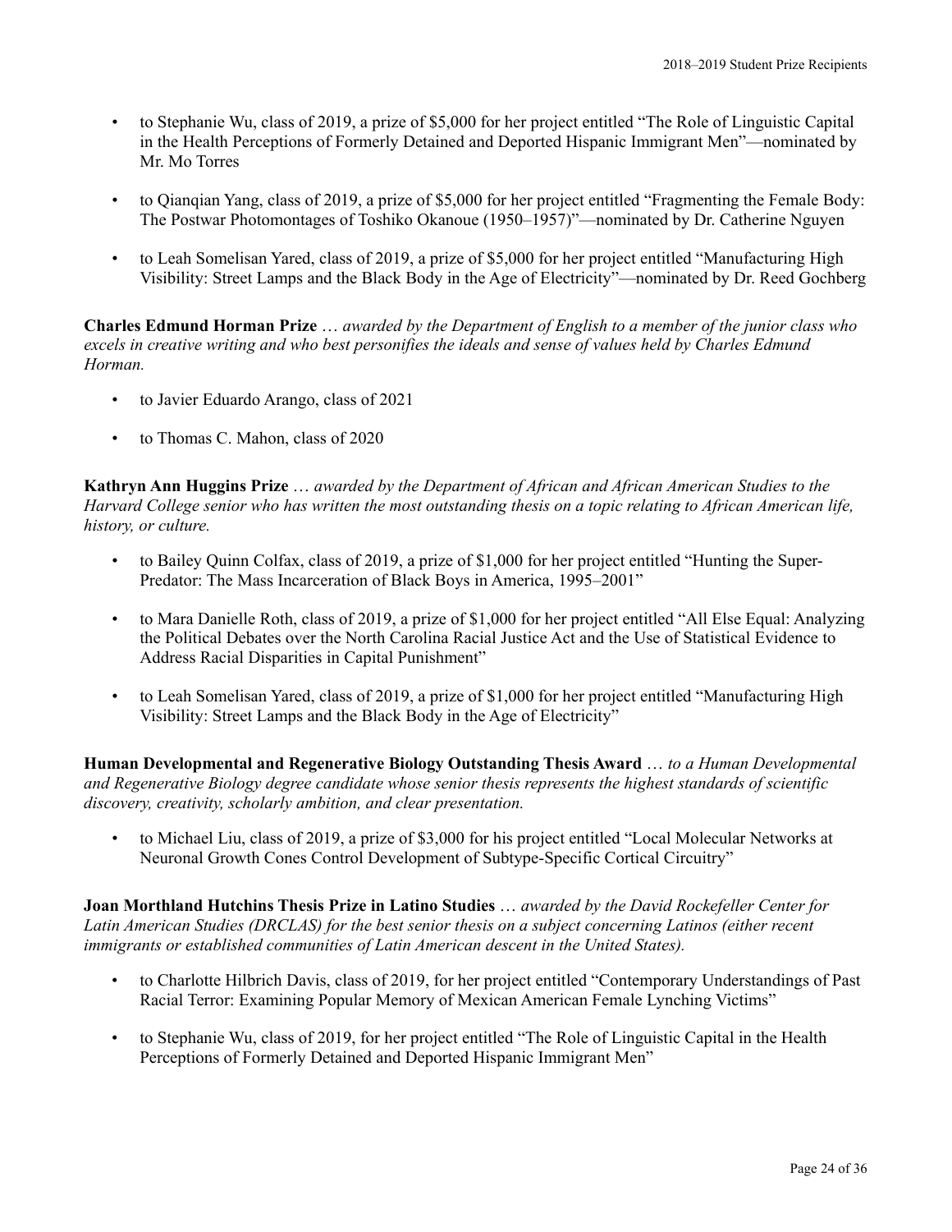- to Stephanie Wu, class of 2019, a prize of $5,000 for her project entitled "The Role of Linguistic Capital in the Health Perceptions of Formerly Detained and Deported Hispanic Immigrant Men"—nominated by Mr. Mo Torres

- to Qianqian Yang, class of 2019, a prize of $5,000 for her project entitled "Fragmenting the Female Body: The Postwar Photomontages of Toshiko Okanoue (1950–1957)"—nominated by Dr. Catherine Nguyen

- to Leah Somelisan Yared, class of 2019, a prize of $5,000 for her project entitled "Manufacturing High Visibility: Street Lamps and the Black Body in the Age of Electricity"—nominated by Dr. Reed Gochberg

**Charles Edmund Horman Prize** … *awarded by the Department of English to a member of the junior class who excels in creative writing and who best personifies the ideals and sense of values held by Charles Edmund Horman.*

- to Javier Eduardo Arango, class of 2021

- to Thomas C. Mahon, class of 2020

**Kathryn Ann Huggins Prize** … *awarded by the Department of African and African American Studies to the Harvard College senior who has written the most outstanding thesis on a topic relating to African American life, history, or culture.*

- to Bailey Quinn Colfax, class of 2019, a prize of $1,000 for her project entitled "Hunting the Super-Predator: The Mass Incarceration of Black Boys in America, 1995–2001"

- to Mara Danielle Roth, class of 2019, a prize of $1,000 for her project entitled "All Else Equal: Analyzing the Political Debates over the North Carolina Racial Justice Act and the Use of Statistical Evidence to Address Racial Disparities in Capital Punishment"

- to Leah Somelisan Yared, class of 2019, a prize of $1,000 for her project entitled "Manufacturing High Visibility: Street Lamps and the Black Body in the Age of Electricity"

**Human Developmental and Regenerative Biology Outstanding Thesis Award** … *to a Human Developmental and Regenerative Biology degree candidate whose senior thesis represents the highest standards of scientific discovery, creativity, scholarly ambition, and clear presentation.*

- to Michael Liu, class of 2019, a prize of $3,000 for his project entitled "Local Molecular Networks at Neuronal Growth Cones Control Development of Subtype-Specific Cortical Circuitry"

**Joan Morthland Hutchins Thesis Prize in Latino Studies** … *awarded by the David Rockefeller Center for Latin American Studies (DRCLAS) for the best senior thesis on a subject concerning Latinos (either recent immigrants or established communities of Latin American descent in the United States).*

- to Charlotte Hilbrich Davis, class of 2019, for her project entitled "Contemporary Understandings of Past Racial Terror: Examining Popular Memory of Mexican American Female Lynching Victims"

- to Stephanie Wu, class of 2019, for her project entitled "The Role of Linguistic Capital in the Health Perceptions of Formerly Detained and Deported Hispanic Immigrant Men"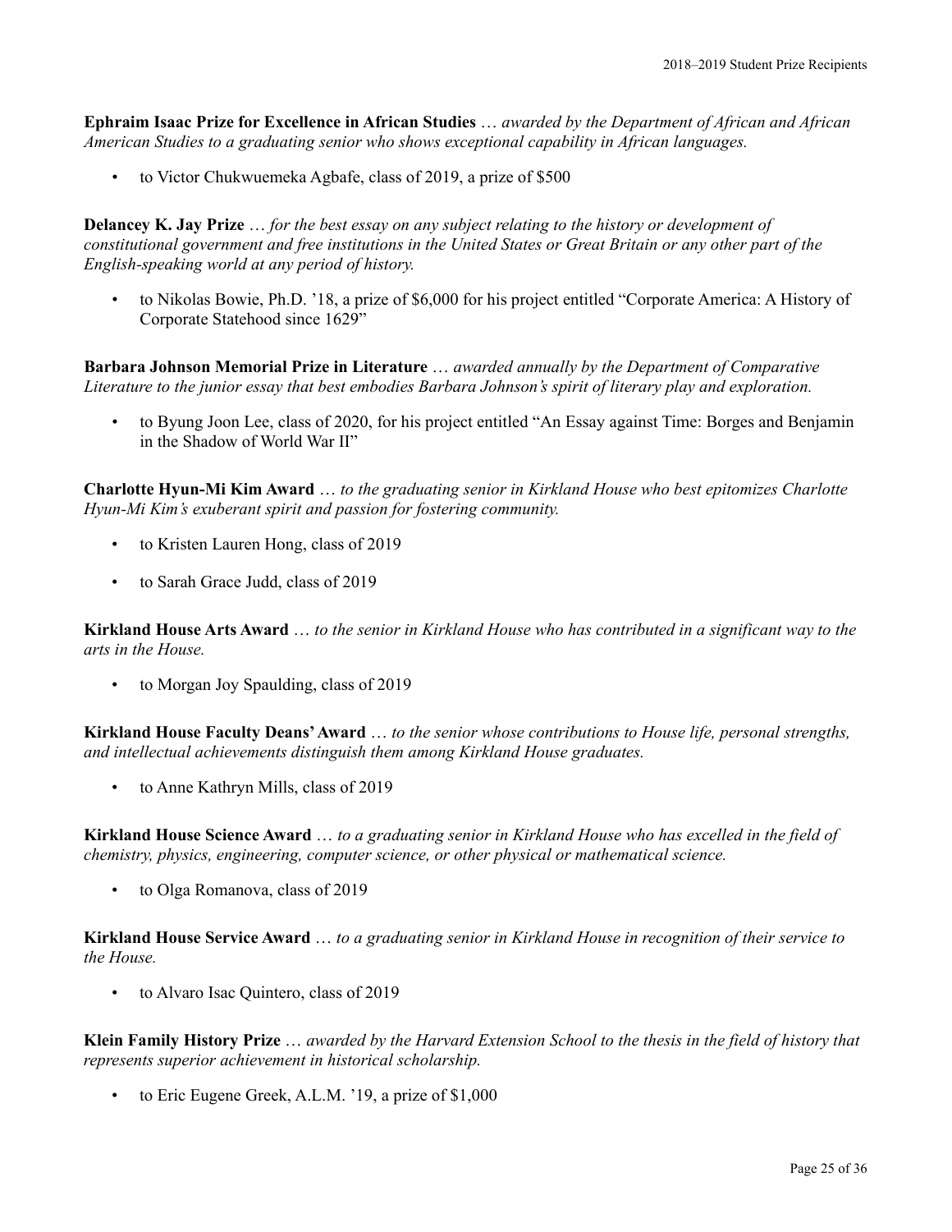**Ephraim Isaac Prize for Excellence in African Studies** … *awarded by the Department of African and African American Studies to a graduating senior who shows exceptional capability in African languages.*

- to Victor Chukwuemeka Agbafe, class of 2019, a prize of $500

**Delancey K. Jay Prize** … *for the best essay on any subject relating to the history or development of constitutional government and free institutions in the United States or Great Britain or any other part of the English-speaking world at any period of history.*

- to Nikolas Bowie, Ph.D. '18, a prize of $6,000 for his project entitled "Corporate America: A History of Corporate Statehood since 1629"

**Barbara Johnson Memorial Prize in Literature** … *awarded annually by the Department of Comparative Literature to the junior essay that best embodies Barbara Johnson's spirit of literary play and exploration.*

- to Byung Joon Lee, class of 2020, for his project entitled "An Essay against Time: Borges and Benjamin in the Shadow of World War II"

**Charlotte Hyun-Mi Kim Award** … *to the graduating senior in Kirkland House who best epitomizes Charlotte Hyun-Mi Kim's exuberant spirit and passion for fostering community.*

- to Kristen Lauren Hong, class of 2019
- to Sarah Grace Judd, class of 2019

**Kirkland House Arts Award** … *to the senior in Kirkland House who has contributed in a significant way to the arts in the House.*

- to Morgan Joy Spaulding, class of 2019

**Kirkland House Faculty Deans' Award** … *to the senior whose contributions to House life, personal strengths, and intellectual achievements distinguish them among Kirkland House graduates.*

- to Anne Kathryn Mills, class of 2019

**Kirkland House Science Award** … *to a graduating senior in Kirkland House who has excelled in the field of chemistry, physics, engineering, computer science, or other physical or mathematical science.*

- to Olga Romanova, class of 2019

**Kirkland House Service Award** … *to a graduating senior in Kirkland House in recognition of their service to the House.*

- to Alvaro Isac Quintero, class of 2019

**Klein Family History Prize** … *awarded by the Harvard Extension School to the thesis in the field of history that represents superior achievement in historical scholarship.*

- to Eric Eugene Greek, A.L.M. '19, a prize of $1,000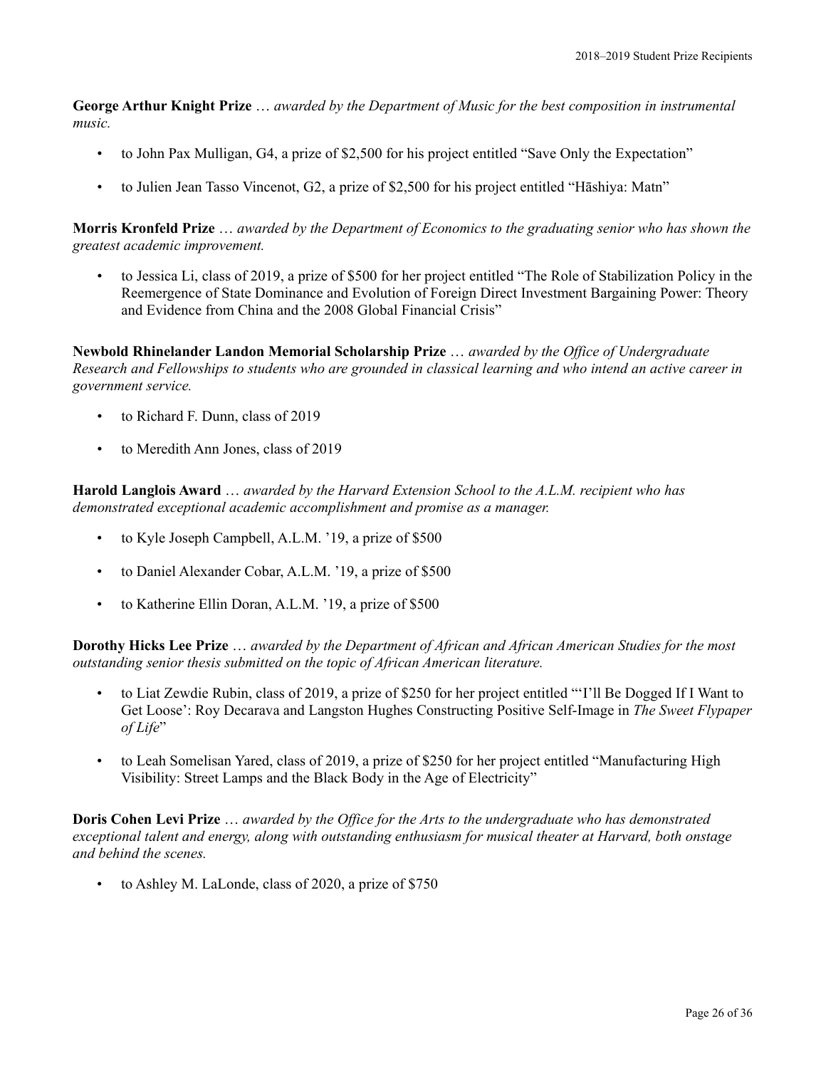**George Arthur Knight Prize** … *awarded by the Department of Music for the best composition in instrumental music.*

- to John Pax Mulligan, G4, a prize of $2,500 for his project entitled "Save Only the Expectation"
- to Julien Jean Tasso Vincenot, G2, a prize of $2,500 for his project entitled "Hāshiya: Matn"

**Morris Kronfeld Prize** … *awarded by the Department of Economics to the graduating senior who has shown the greatest academic improvement.*

- to Jessica Li, class of 2019, a prize of $500 for her project entitled "The Role of Stabilization Policy in the Reemergence of State Dominance and Evolution of Foreign Direct Investment Bargaining Power: Theory and Evidence from China and the 2008 Global Financial Crisis"

**Newbold Rhinelander Landon Memorial Scholarship Prize** … *awarded by the Office of Undergraduate Research and Fellowships to students who are grounded in classical learning and who intend an active career in government service.*

- to Richard F. Dunn, class of 2019
- to Meredith Ann Jones, class of 2019

**Harold Langlois Award** … *awarded by the Harvard Extension School to the A.L.M. recipient who has demonstrated exceptional academic accomplishment and promise as a manager.*

- to Kyle Joseph Campbell, A.L.M. '19, a prize of $500
- to Daniel Alexander Cobar, A.L.M. '19, a prize of $500
- to Katherine Ellin Doran, A.L.M. '19, a prize of $500

**Dorothy Hicks Lee Prize** … *awarded by the Department of African and African American Studies for the most outstanding senior thesis submitted on the topic of African American literature.*

- to Liat Zewdie Rubin, class of 2019, a prize of $250 for her project entitled "'I'll Be Dogged If I Want to Get Loose': Roy Decarava and Langston Hughes Constructing Positive Self-Image in *The Sweet Flypaper of Life*"
- to Leah Somelisan Yared, class of 2019, a prize of $250 for her project entitled "Manufacturing High Visibility: Street Lamps and the Black Body in the Age of Electricity"

**Doris Cohen Levi Prize** … *awarded by the Office for the Arts to the undergraduate who has demonstrated exceptional talent and energy, along with outstanding enthusiasm for musical theater at Harvard, both onstage and behind the scenes.*

- to Ashley M. LaLonde, class of 2020, a prize of $750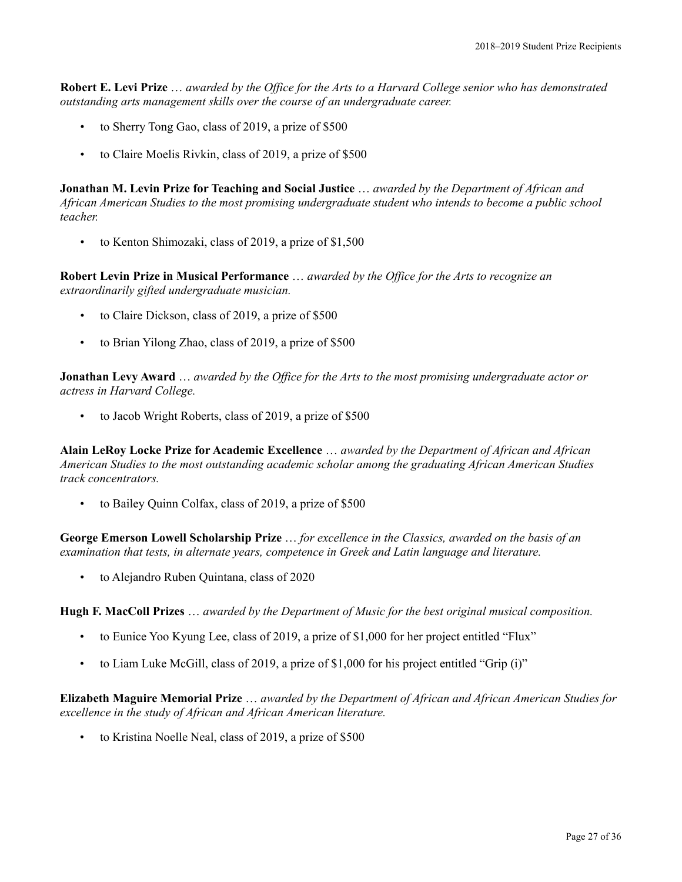**Robert E. Levi Prize** … *awarded by the Office for the Arts to a Harvard College senior who has demonstrated outstanding arts management skills over the course of an undergraduate career.*

- to Sherry Tong Gao, class of 2019, a prize of $500
- to Claire Moelis Rivkin, class of 2019, a prize of $500

**Jonathan M. Levin Prize for Teaching and Social Justice** … *awarded by the Department of African and African American Studies to the most promising undergraduate student who intends to become a public school teacher.*

- to Kenton Shimozaki, class of 2019, a prize of $1,500

**Robert Levin Prize in Musical Performance** … *awarded by the Office for the Arts to recognize an extraordinarily gifted undergraduate musician.*

- to Claire Dickson, class of 2019, a prize of $500
- to Brian Yilong Zhao, class of 2019, a prize of $500

**Jonathan Levy Award** … *awarded by the Office for the Arts to the most promising undergraduate actor or actress in Harvard College.*

- to Jacob Wright Roberts, class of 2019, a prize of $500

**Alain LeRoy Locke Prize for Academic Excellence** … *awarded by the Department of African and African American Studies to the most outstanding academic scholar among the graduating African American Studies track concentrators.*

- to Bailey Quinn Colfax, class of 2019, a prize of $500

**George Emerson Lowell Scholarship Prize** … *for excellence in the Classics, awarded on the basis of an examination that tests, in alternate years, competence in Greek and Latin language and literature.*

- to Alejandro Ruben Quintana, class of 2020

**Hugh F. MacColl Prizes** … *awarded by the Department of Music for the best original musical composition.*

- to Eunice Yoo Kyung Lee, class of 2019, a prize of $1,000 for her project entitled "Flux"
- to Liam Luke McGill, class of 2019, a prize of $1,000 for his project entitled "Grip (i)"

**Elizabeth Maguire Memorial Prize** … *awarded by the Department of African and African American Studies for excellence in the study of African and African American literature.*

- to Kristina Noelle Neal, class of 2019, a prize of $500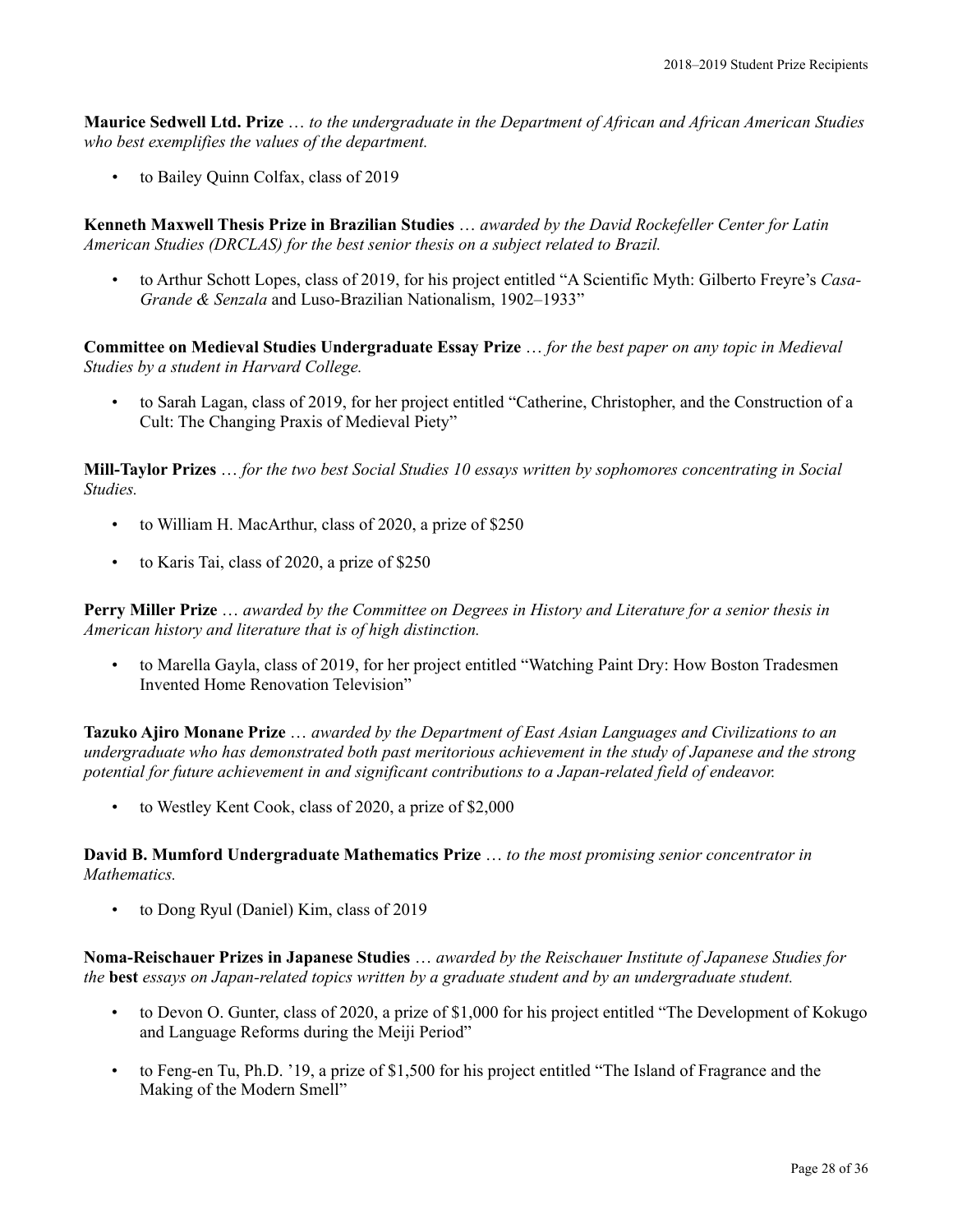**Maurice Sedwell Ltd. Prize** … *to the undergraduate in the Department of African and African American Studies who best exemplifies the values of the department.*

- to Bailey Quinn Colfax, class of 2019

**Kenneth Maxwell Thesis Prize in Brazilian Studies** … *awarded by the David Rockefeller Center for Latin American Studies (DRCLAS) for the best senior thesis on a subject related to Brazil.*

- to Arthur Schott Lopes, class of 2019, for his project entitled "A Scientific Myth: Gilberto Freyre's *Casa-Grande & Senzala* and Luso-Brazilian Nationalism, 1902–1933"

**Committee on Medieval Studies Undergraduate Essay Prize** … *for the best paper on any topic in Medieval Studies by a student in Harvard College.*

- to Sarah Lagan, class of 2019, for her project entitled "Catherine, Christopher, and the Construction of a Cult: The Changing Praxis of Medieval Piety"

**Mill-Taylor Prizes** … *for the two best Social Studies 10 essays written by sophomores concentrating in Social Studies.*

- to William H. MacArthur, class of 2020, a prize of $250
- to Karis Tai, class of 2020, a prize of $250

**Perry Miller Prize** … *awarded by the Committee on Degrees in History and Literature for a senior thesis in American history and literature that is of high distinction.*

- to Marella Gayla, class of 2019, for her project entitled "Watching Paint Dry: How Boston Tradesmen Invented Home Renovation Television"

**Tazuko Ajiro Monane Prize** … *awarded by the Department of East Asian Languages and Civilizations to an undergraduate who has demonstrated both past meritorious achievement in the study of Japanese and the strong potential for future achievement in and significant contributions to a Japan-related field of endeavor.*

- to Westley Kent Cook, class of 2020, a prize of $2,000

**David B. Mumford Undergraduate Mathematics Prize** … *to the most promising senior concentrator in Mathematics.*

- to Dong Ryul (Daniel) Kim, class of 2019

**Noma-Reischauer Prizes in Japanese Studies** … *awarded by the Reischauer Institute of Japanese Studies for the* **best** *essays on Japan-related topics written by a graduate student and by an undergraduate student.*

- to Devon O. Gunter, class of 2020, a prize of $1,000 for his project entitled "The Development of Kokugo and Language Reforms during the Meiji Period"
- to Feng-en Tu, Ph.D. '19, a prize of $1,500 for his project entitled "The Island of Fragrance and the Making of the Modern Smell"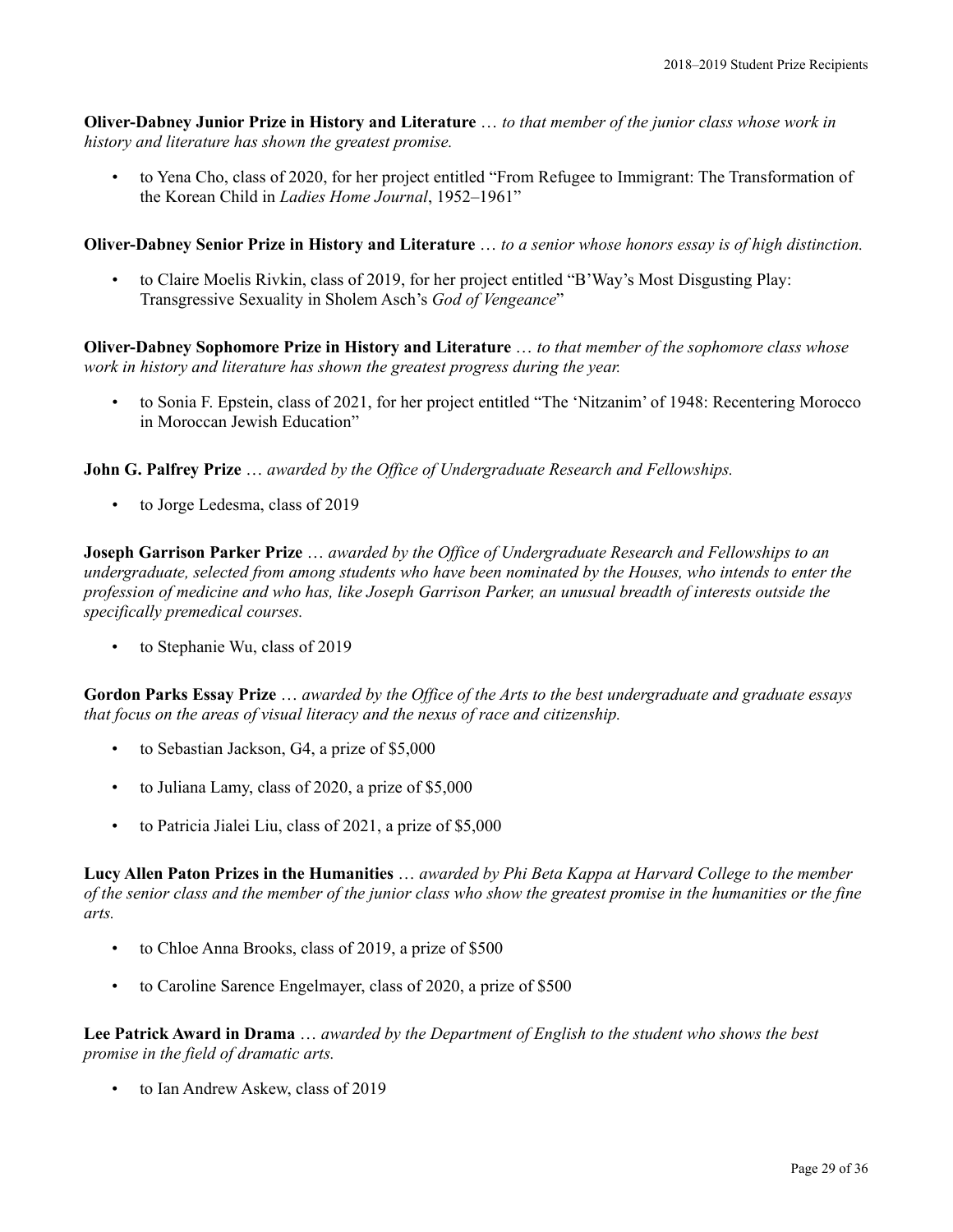**Oliver-Dabney Junior Prize in History and Literature** … *to that member of the junior class whose work in history and literature has shown the greatest promise.*

- to Yena Cho, class of 2020, for her project entitled "From Refugee to Immigrant: The Transformation of the Korean Child in *Ladies Home Journal*, 1952–1961"

**Oliver-Dabney Senior Prize in History and Literature** … *to a senior whose honors essay is of high distinction.*

- to Claire Moelis Rivkin, class of 2019, for her project entitled "B'Way's Most Disgusting Play: Transgressive Sexuality in Sholem Asch's *God of Vengeance*"

**Oliver-Dabney Sophomore Prize in History and Literature** … *to that member of the sophomore class whose work in history and literature has shown the greatest progress during the year.*

- to Sonia F. Epstein, class of 2021, for her project entitled "The 'Nitzanim' of 1948: Recentering Morocco in Moroccan Jewish Education"

**John G. Palfrey Prize** … *awarded by the Office of Undergraduate Research and Fellowships.*

- to Jorge Ledesma, class of 2019

**Joseph Garrison Parker Prize** … *awarded by the Office of Undergraduate Research and Fellowships to an undergraduate, selected from among students who have been nominated by the Houses, who intends to enter the profession of medicine and who has, like Joseph Garrison Parker, an unusual breadth of interests outside the specifically premedical courses.*

- to Stephanie Wu, class of 2019

**Gordon Parks Essay Prize** … *awarded by the Office of the Arts to the best undergraduate and graduate essays that focus on the areas of visual literacy and the nexus of race and citizenship.*

- to Sebastian Jackson, G4, a prize of $5,000
- to Juliana Lamy, class of 2020, a prize of $5,000
- to Patricia Jialei Liu, class of 2021, a prize of $5,000

**Lucy Allen Paton Prizes in the Humanities** … *awarded by Phi Beta Kappa at Harvard College to the member of the senior class and the member of the junior class who show the greatest promise in the humanities or the fine arts.*

- to Chloe Anna Brooks, class of 2019, a prize of $500
- to Caroline Sarence Engelmayer, class of 2020, a prize of $500

**Lee Patrick Award in Drama** … *awarded by the Department of English to the student who shows the best promise in the field of dramatic arts.*

- to Ian Andrew Askew, class of 2019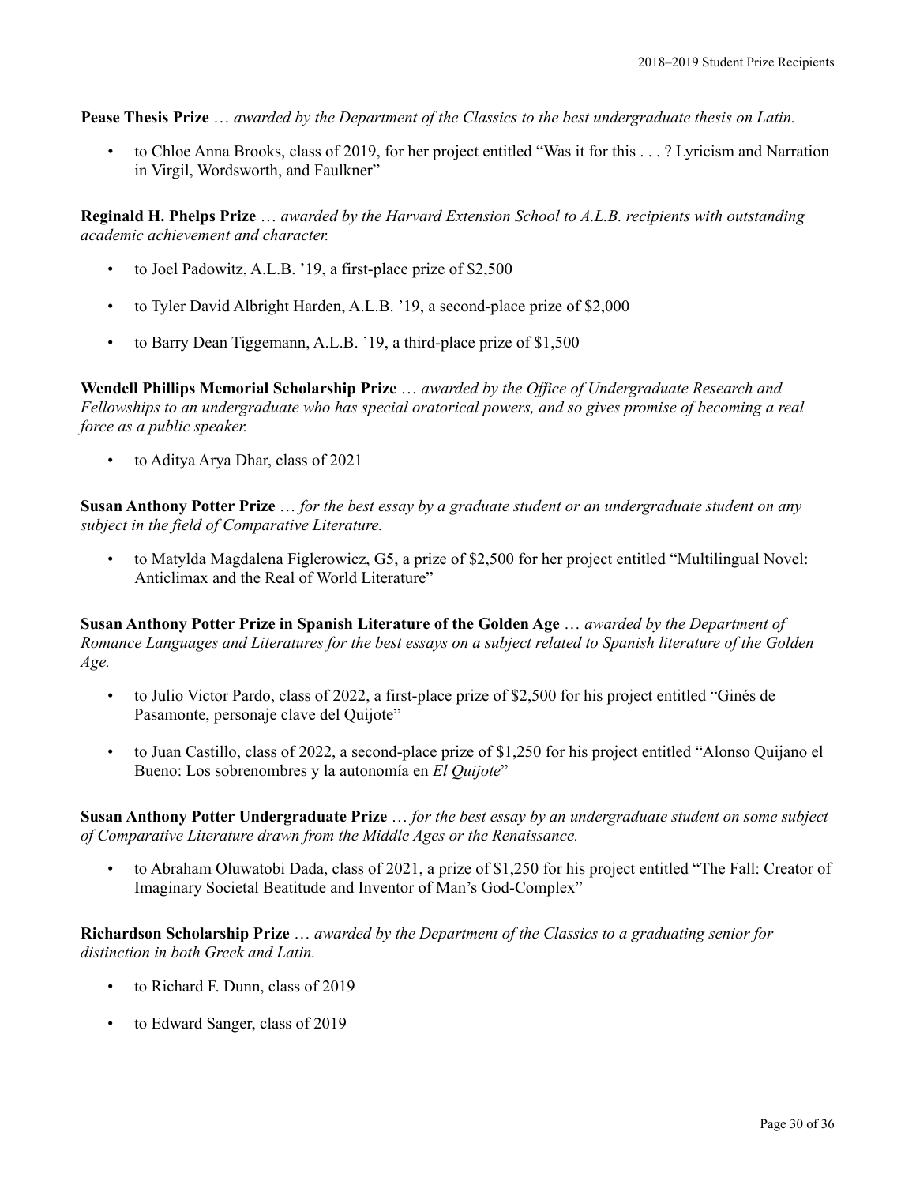**Pease Thesis Prize** … *awarded by the Department of the Classics to the best undergraduate thesis on Latin.*

- to Chloe Anna Brooks, class of 2019, for her project entitled "Was it for this . . . ? Lyricism and Narration in Virgil, Wordsworth, and Faulkner"

**Reginald H. Phelps Prize** … *awarded by the Harvard Extension School to A.L.B. recipients with outstanding academic achievement and character.*

- to Joel Padowitz, A.L.B. '19, a first-place prize of $2,500
- to Tyler David Albright Harden, A.L.B. '19, a second-place prize of $2,000
- to Barry Dean Tiggemann, A.L.B. '19, a third-place prize of $1,500

**Wendell Phillips Memorial Scholarship Prize** … *awarded by the Office of Undergraduate Research and Fellowships to an undergraduate who has special oratorical powers, and so gives promise of becoming a real force as a public speaker.*

- to Aditya Arya Dhar, class of 2021

**Susan Anthony Potter Prize** … *for the best essay by a graduate student or an undergraduate student on any subject in the field of Comparative Literature.*

- to Matylda Magdalena Figlerowicz, G5, a prize of $2,500 for her project entitled "Multilingual Novel: Anticlimax and the Real of World Literature"

**Susan Anthony Potter Prize in Spanish Literature of the Golden Age** … *awarded by the Department of Romance Languages and Literatures for the best essays on a subject related to Spanish literature of the Golden Age.*

- to Julio Victor Pardo, class of 2022, a first-place prize of $2,500 for his project entitled "Ginés de Pasamonte, personaje clave del Quijote"
- to Juan Castillo, class of 2022, a second-place prize of $1,250 for his project entitled "Alonso Quijano el Bueno: Los sobrenombres y la autonomía en *El Quijote*"

**Susan Anthony Potter Undergraduate Prize** … *for the best essay by an undergraduate student on some subject of Comparative Literature drawn from the Middle Ages or the Renaissance.*

- to Abraham Oluwatobi Dada, class of 2021, a prize of $1,250 for his project entitled "The Fall: Creator of Imaginary Societal Beatitude and Inventor of Man's God-Complex"

**Richardson Scholarship Prize** … *awarded by the Department of the Classics to a graduating senior for distinction in both Greek and Latin.*

- to Richard F. Dunn, class of 2019
- to Edward Sanger, class of 2019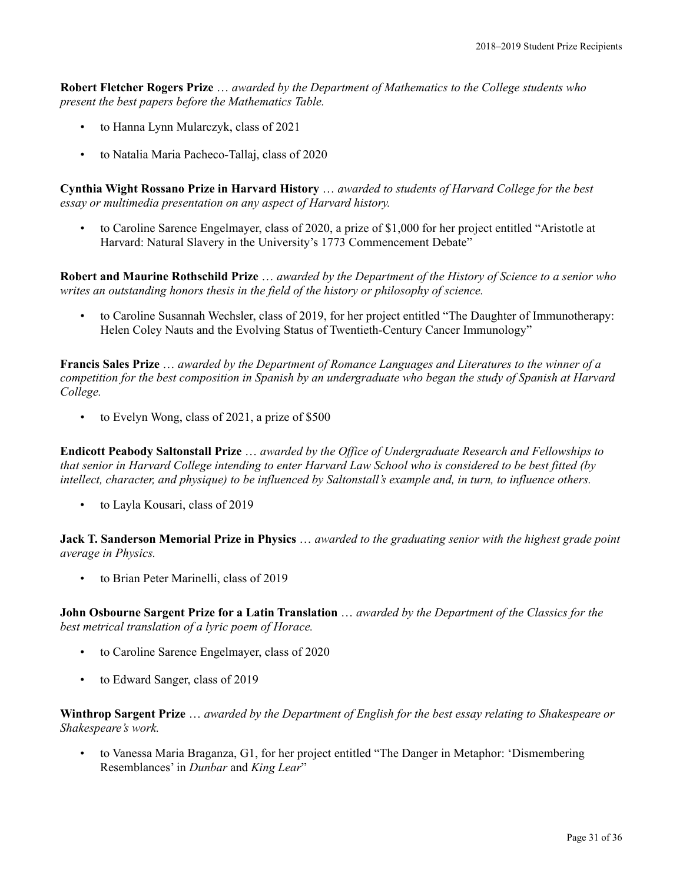**Robert Fletcher Rogers Prize** … *awarded by the Department of Mathematics to the College students who present the best papers before the Mathematics Table.*

- to Hanna Lynn Mularczyk, class of 2021
- to Natalia Maria Pacheco-Tallaj, class of 2020

**Cynthia Wight Rossano Prize in Harvard History** … *awarded to students of Harvard College for the best essay or multimedia presentation on any aspect of Harvard history.*

- to Caroline Sarence Engelmayer, class of 2020, a prize of $1,000 for her project entitled "Aristotle at Harvard: Natural Slavery in the University's 1773 Commencement Debate"

**Robert and Maurine Rothschild Prize** … *awarded by the Department of the History of Science to a senior who writes an outstanding honors thesis in the field of the history or philosophy of science.*

- to Caroline Susannah Wechsler, class of 2019, for her project entitled "The Daughter of Immunotherapy: Helen Coley Nauts and the Evolving Status of Twentieth-Century Cancer Immunology"

**Francis Sales Prize** … *awarded by the Department of Romance Languages and Literatures to the winner of a competition for the best composition in Spanish by an undergraduate who began the study of Spanish at Harvard College.*

- to Evelyn Wong, class of 2021, a prize of $500

**Endicott Peabody Saltonstall Prize** … *awarded by the Office of Undergraduate Research and Fellowships to that senior in Harvard College intending to enter Harvard Law School who is considered to be best fitted (by intellect, character, and physique) to be influenced by Saltonstall's example and, in turn, to influence others.*

- to Layla Kousari, class of 2019

**Jack T. Sanderson Memorial Prize in Physics** … *awarded to the graduating senior with the highest grade point average in Physics.*

- to Brian Peter Marinelli, class of 2019

**John Osbourne Sargent Prize for a Latin Translation** … *awarded by the Department of the Classics for the best metrical translation of a lyric poem of Horace.*

- to Caroline Sarence Engelmayer, class of 2020
- to Edward Sanger, class of 2019

**Winthrop Sargent Prize** … *awarded by the Department of English for the best essay relating to Shakespeare or Shakespeare's work.*

- to Vanessa Maria Braganza, G1, for her project entitled "The Danger in Metaphor: 'Dismembering Resemblances' in *Dunbar* and *King Lear*"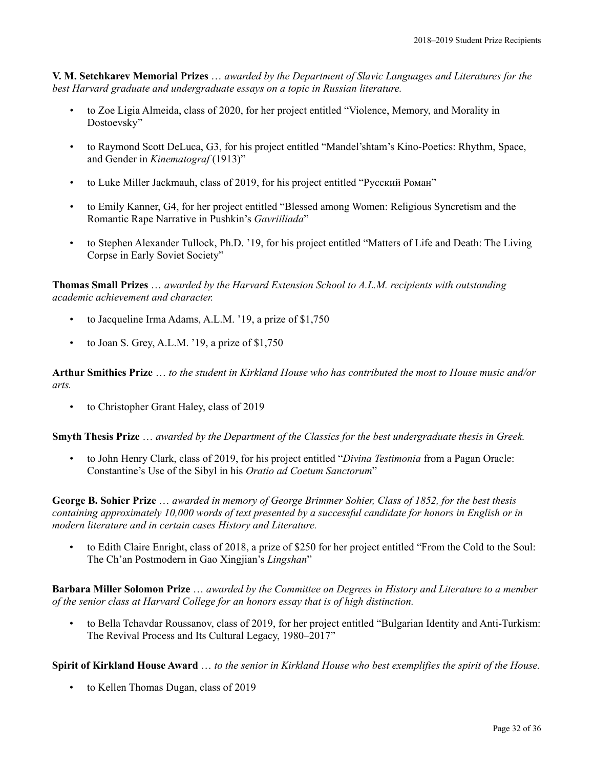**V. M. Setchkarev Memorial Prizes** … *awarded by the Department of Slavic Languages and Literatures for the best Harvard graduate and undergraduate essays on a topic in Russian literature.*

- to Zoe Ligia Almeida, class of 2020, for her project entitled "Violence, Memory, and Morality in Dostoevsky"
- to Raymond Scott DeLuca, G3, for his project entitled "Mandel'shtam's Kino-Poetics: Rhythm, Space, and Gender in *Kinematograf* (1913)"
- to Luke Miller Jackmauh, class of 2019, for his project entitled "Русский Роман"
- to Emily Kanner, G4, for her project entitled "Blessed among Women: Religious Syncretism and the Romantic Rape Narrative in Pushkin's *Gavriiliada*"
- to Stephen Alexander Tullock, Ph.D. '19, for his project entitled "Matters of Life and Death: The Living Corpse in Early Soviet Society"

**Thomas Small Prizes** … *awarded by the Harvard Extension School to A.L.M. recipients with outstanding academic achievement and character.*

- to Jacqueline Irma Adams, A.L.M. '19, a prize of $1,750
- to Joan S. Grey, A.L.M. '19, a prize of $1,750

**Arthur Smithies Prize** … *to the student in Kirkland House who has contributed the most to House music and/or arts.*

- to Christopher Grant Haley, class of 2019

**Smyth Thesis Prize** … *awarded by the Department of the Classics for the best undergraduate thesis in Greek.*

- to John Henry Clark, class of 2019, for his project entitled "*Divina Testimonia* from a Pagan Oracle: Constantine's Use of the Sibyl in his *Oratio ad Coetum Sanctorum*"

**George B. Sohier Prize** … *awarded in memory of George Brimmer Sohier, Class of 1852, for the best thesis containing approximately 10,000 words of text presented by a successful candidate for honors in English or in modern literature and in certain cases History and Literature.*

- to Edith Claire Enright, class of 2018, a prize of $250 for her project entitled "From the Cold to the Soul: The Ch'an Postmodern in Gao Xingjian's *Lingshan*"

**Barbara Miller Solomon Prize** … *awarded by the Committee on Degrees in History and Literature to a member of the senior class at Harvard College for an honors essay that is of high distinction.*

- to Bella Tchavdar Roussanov, class of 2019, for her project entitled "Bulgarian Identity and Anti-Turkism: The Revival Process and Its Cultural Legacy, 1980–2017"

**Spirit of Kirkland House Award** … *to the senior in Kirkland House who best exemplifies the spirit of the House.*

- to Kellen Thomas Dugan, class of 2019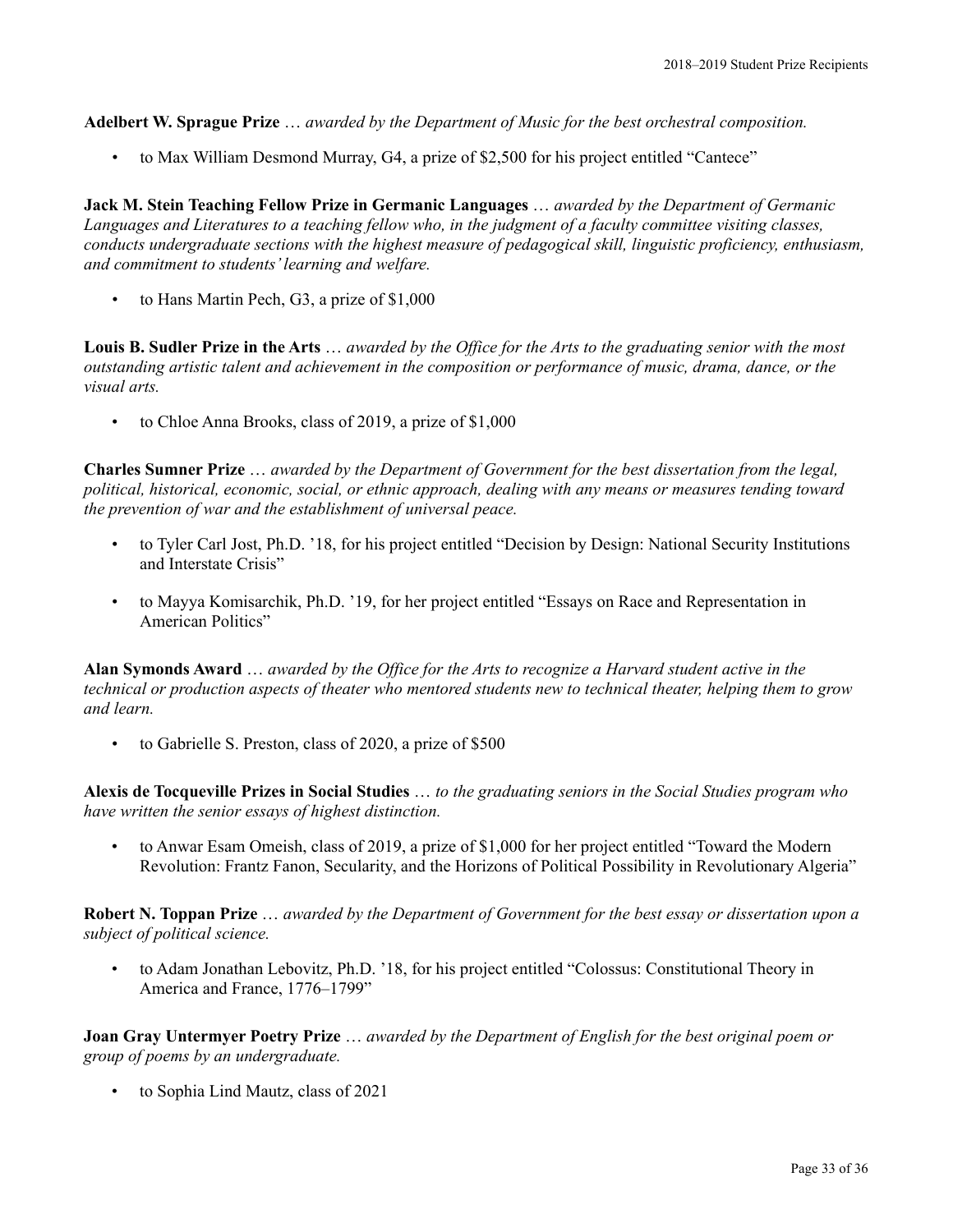**Adelbert W. Sprague Prize** … *awarded by the Department of Music for the best orchestral composition.*

- to Max William Desmond Murray, G4, a prize of $2,500 for his project entitled "Cantece"

**Jack M. Stein Teaching Fellow Prize in Germanic Languages** … *awarded by the Department of Germanic Languages and Literatures to a teaching fellow who, in the judgment of a faculty committee visiting classes, conducts undergraduate sections with the highest measure of pedagogical skill, linguistic proficiency, enthusiasm, and commitment to students' learning and welfare.*

- to Hans Martin Pech, G3, a prize of $1,000

**Louis B. Sudler Prize in the Arts** … *awarded by the Office for the Arts to the graduating senior with the most outstanding artistic talent and achievement in the composition or performance of music, drama, dance, or the visual arts.*

- to Chloe Anna Brooks, class of 2019, a prize of $1,000

**Charles Sumner Prize** … *awarded by the Department of Government for the best dissertation from the legal, political, historical, economic, social, or ethnic approach, dealing with any means or measures tending toward the prevention of war and the establishment of universal peace.*

- to Tyler Carl Jost, Ph.D. '18, for his project entitled "Decision by Design: National Security Institutions and Interstate Crisis"
- to Mayya Komisarchik, Ph.D. '19, for her project entitled "Essays on Race and Representation in American Politics"

**Alan Symonds Award** … *awarded by the Office for the Arts to recognize a Harvard student active in the technical or production aspects of theater who mentored students new to technical theater, helping them to grow and learn.*

- to Gabrielle S. Preston, class of 2020, a prize of $500

**Alexis de Tocqueville Prizes in Social Studies** … *to the graduating seniors in the Social Studies program who have written the senior essays of highest distinction.*

- to Anwar Esam Omeish, class of 2019, a prize of $1,000 for her project entitled "Toward the Modern Revolution: Frantz Fanon, Secularity, and the Horizons of Political Possibility in Revolutionary Algeria"

**Robert N. Toppan Prize** … *awarded by the Department of Government for the best essay or dissertation upon a subject of political science.*

- to Adam Jonathan Lebovitz, Ph.D. '18, for his project entitled "Colossus: Constitutional Theory in America and France, 1776–1799"

**Joan Gray Untermyer Poetry Prize** … *awarded by the Department of English for the best original poem or group of poems by an undergraduate.*

- to Sophia Lind Mautz, class of 2021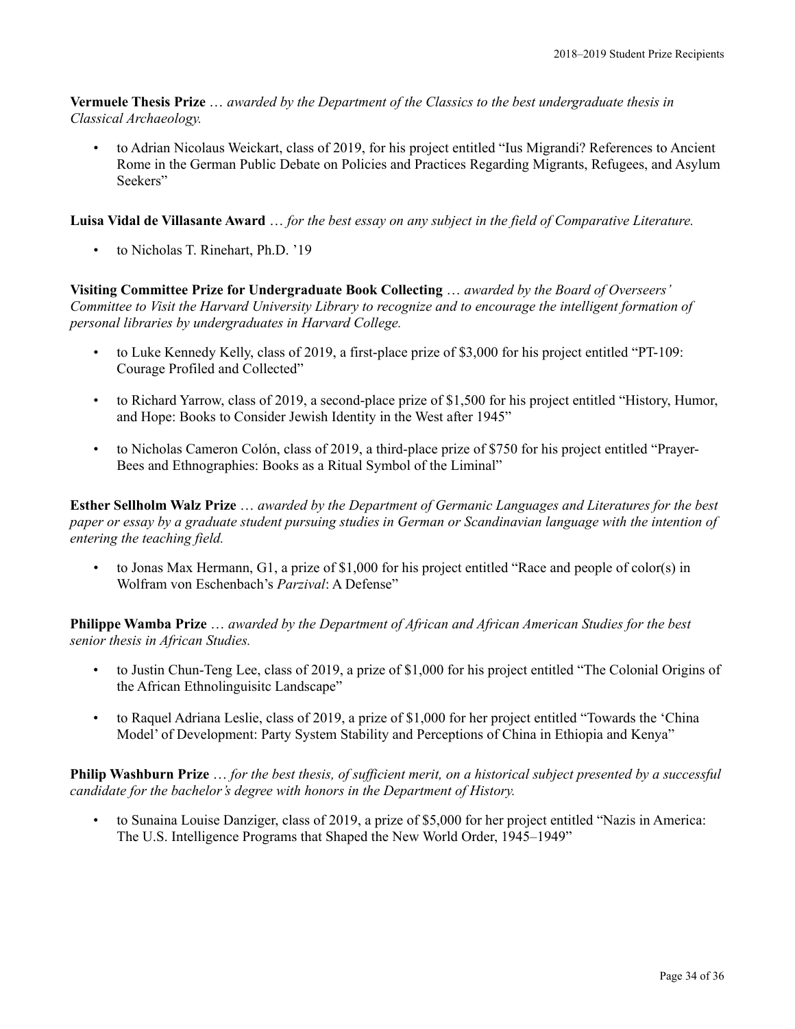**Vermuele Thesis Prize** … *awarded by the Department of the Classics to the best undergraduate thesis in Classical Archaeology.*

- to Adrian Nicolaus Weickart, class of 2019, for his project entitled "Ius Migrandi? References to Ancient Rome in the German Public Debate on Policies and Practices Regarding Migrants, Refugees, and Asylum Seekers"

**Luisa Vidal de Villasante Award** … *for the best essay on any subject in the field of Comparative Literature.*

- to Nicholas T. Rinehart, Ph.D. '19

**Visiting Committee Prize for Undergraduate Book Collecting** … *awarded by the Board of Overseers' Committee to Visit the Harvard University Library to recognize and to encourage the intelligent formation of personal libraries by undergraduates in Harvard College.*

- to Luke Kennedy Kelly, class of 2019, a first-place prize of $3,000 for his project entitled "PT-109: Courage Profiled and Collected"

- to Richard Yarrow, class of 2019, a second-place prize of $1,500 for his project entitled "History, Humor, and Hope: Books to Consider Jewish Identity in the West after 1945"

- to Nicholas Cameron Colón, class of 2019, a third-place prize of $750 for his project entitled "Prayer-Bees and Ethnographies: Books as a Ritual Symbol of the Liminal"

**Esther Sellholm Walz Prize** … *awarded by the Department of Germanic Languages and Literatures for the best paper or essay by a graduate student pursuing studies in German or Scandinavian language with the intention of entering the teaching field.*

- to Jonas Max Hermann, G1, a prize of $1,000 for his project entitled "Race and people of color(s) in Wolfram von Eschenbach's *Parzival*: A Defense"

**Philippe Wamba Prize** … *awarded by the Department of African and African American Studies for the best senior thesis in African Studies.*

- to Justin Chun-Teng Lee, class of 2019, a prize of $1,000 for his project entitled "The Colonial Origins of the African Ethnolinguisitc Landscape"

- to Raquel Adriana Leslie, class of 2019, a prize of $1,000 for her project entitled "Towards the 'China Model' of Development: Party System Stability and Perceptions of China in Ethiopia and Kenya"

**Philip Washburn Prize** … *for the best thesis, of sufficient merit, on a historical subject presented by a successful candidate for the bachelor's degree with honors in the Department of History.*

- to Sunaina Louise Danziger, class of 2019, a prize of $5,000 for her project entitled "Nazis in America: The U.S. Intelligence Programs that Shaped the New World Order, 1945–1949"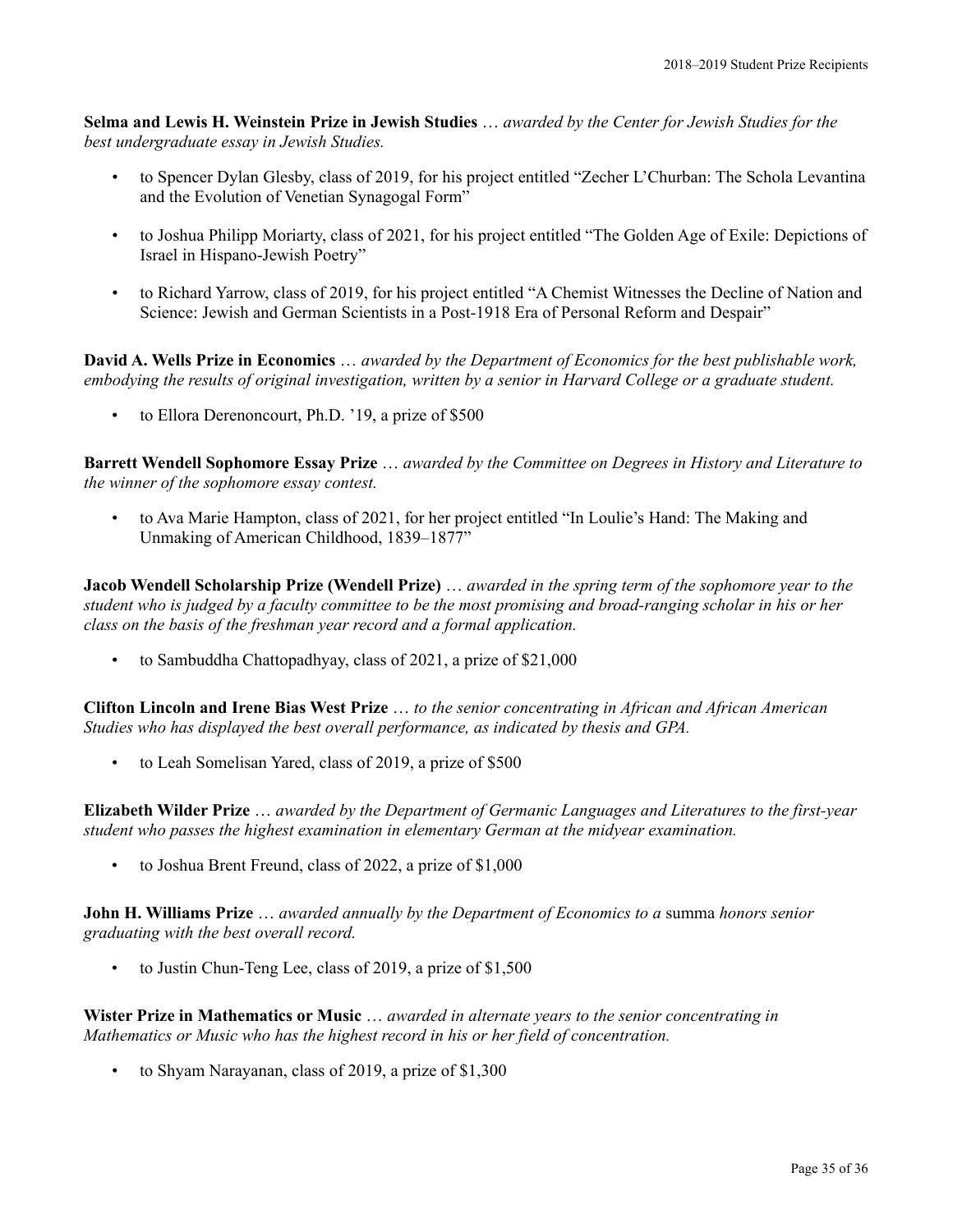**Selma and Lewis H. Weinstein Prize in Jewish Studies** … *awarded by the Center for Jewish Studies for the best undergraduate essay in Jewish Studies.*

- to Spencer Dylan Glesby, class of 2019, for his project entitled "Zecher L'Churban: The Schola Levantina and the Evolution of Venetian Synagogal Form"
- to Joshua Philipp Moriarty, class of 2021, for his project entitled "The Golden Age of Exile: Depictions of Israel in Hispano-Jewish Poetry"
- to Richard Yarrow, class of 2019, for his project entitled "A Chemist Witnesses the Decline of Nation and Science: Jewish and German Scientists in a Post-1918 Era of Personal Reform and Despair"

**David A. Wells Prize in Economics** … *awarded by the Department of Economics for the best publishable work, embodying the results of original investigation, written by a senior in Harvard College or a graduate student.*

- to Ellora Derenoncourt, Ph.D. '19, a prize of $500

**Barrett Wendell Sophomore Essay Prize** … *awarded by the Committee on Degrees in History and Literature to the winner of the sophomore essay contest.*

- to Ava Marie Hampton, class of 2021, for her project entitled "In Loulie's Hand: The Making and Unmaking of American Childhood, 1839–1877"

**Jacob Wendell Scholarship Prize (Wendell Prize)** … *awarded in the spring term of the sophomore year to the student who is judged by a faculty committee to be the most promising and broad-ranging scholar in his or her class on the basis of the freshman year record and a formal application.*

- to Sambuddha Chattopadhyay, class of 2021, a prize of $21,000

**Clifton Lincoln and Irene Bias West Prize** … *to the senior concentrating in African and African American Studies who has displayed the best overall performance, as indicated by thesis and GPA.*

- to Leah Somelisan Yared, class of 2019, a prize of $500

**Elizabeth Wilder Prize** … *awarded by the Department of Germanic Languages and Literatures to the first-year student who passes the highest examination in elementary German at the midyear examination.*

- to Joshua Brent Freund, class of 2022, a prize of $1,000

**John H. Williams Prize** … *awarded annually by the Department of Economics to a* summa *honors senior graduating with the best overall record.*

- to Justin Chun-Teng Lee, class of 2019, a prize of $1,500

**Wister Prize in Mathematics or Music** … *awarded in alternate years to the senior concentrating in Mathematics or Music who has the highest record in his or her field of concentration.*

- to Shyam Narayanan, class of 2019, a prize of $1,300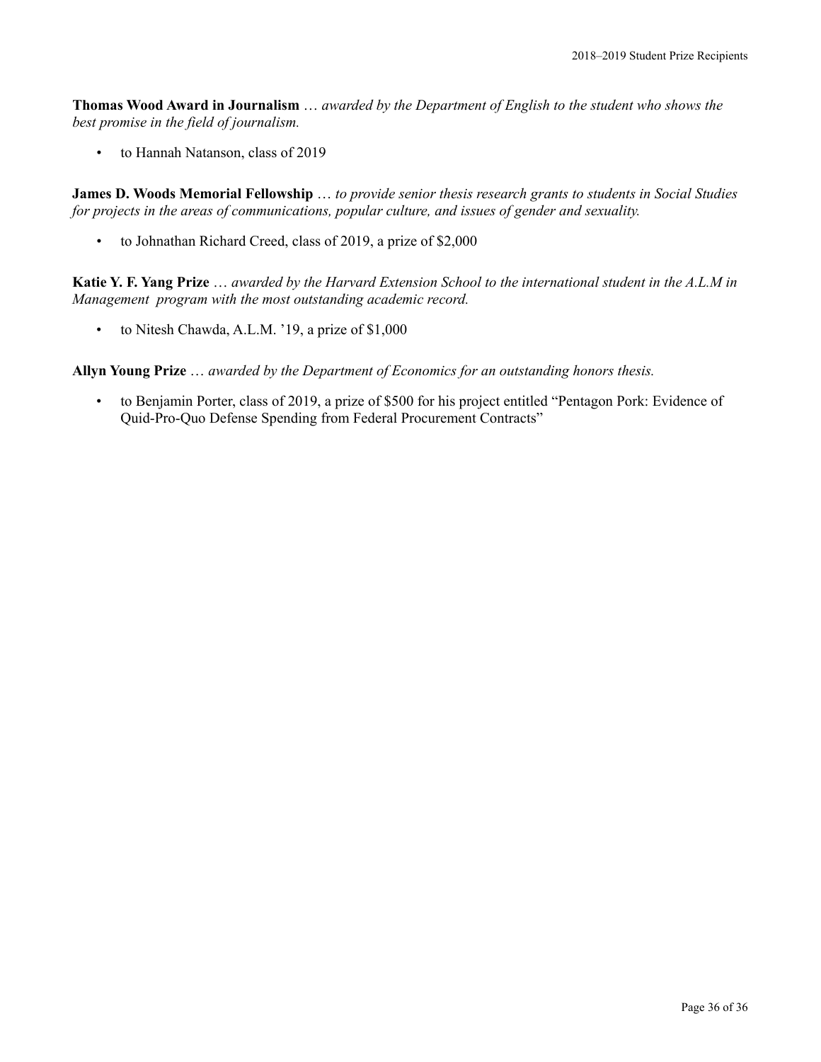**Thomas Wood Award in Journalism** … *awarded by the Department of English to the student who shows the best promise in the field of journalism.*

- to Hannah Natanson, class of 2019

**James D. Woods Memorial Fellowship** … *to provide senior thesis research grants to students in Social Studies for projects in the areas of communications, popular culture, and issues of gender and sexuality.*

- to Johnathan Richard Creed, class of 2019, a prize of $2,000

**Katie Y. F. Yang Prize** … *awarded by the Harvard Extension School to the international student in the A.L.M in Management program with the most outstanding academic record.*

- to Nitesh Chawda, A.L.M. ’19, a prize of $1,000

**Allyn Young Prize** … *awarded by the Department of Economics for an outstanding honors thesis.*

- to Benjamin Porter, class of 2019, a prize of $500 for his project entitled “Pentagon Pork: Evidence of Quid-Pro-Quo Defense Spending from Federal Procurement Contracts”